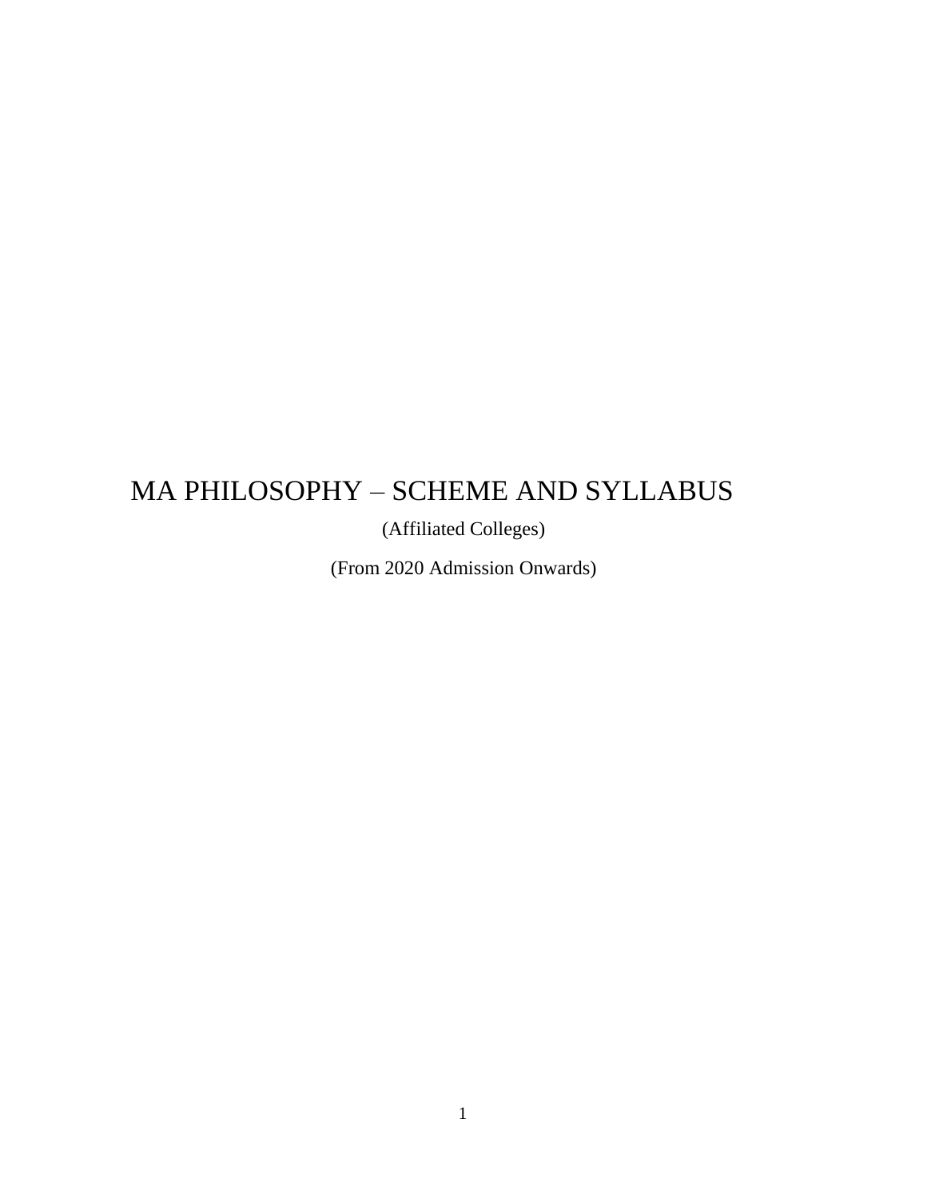# MA PHILOSOPHY – SCHEME AND SYLLABUS

(Affiliated Colleges)

(From 2020 Admission Onwards)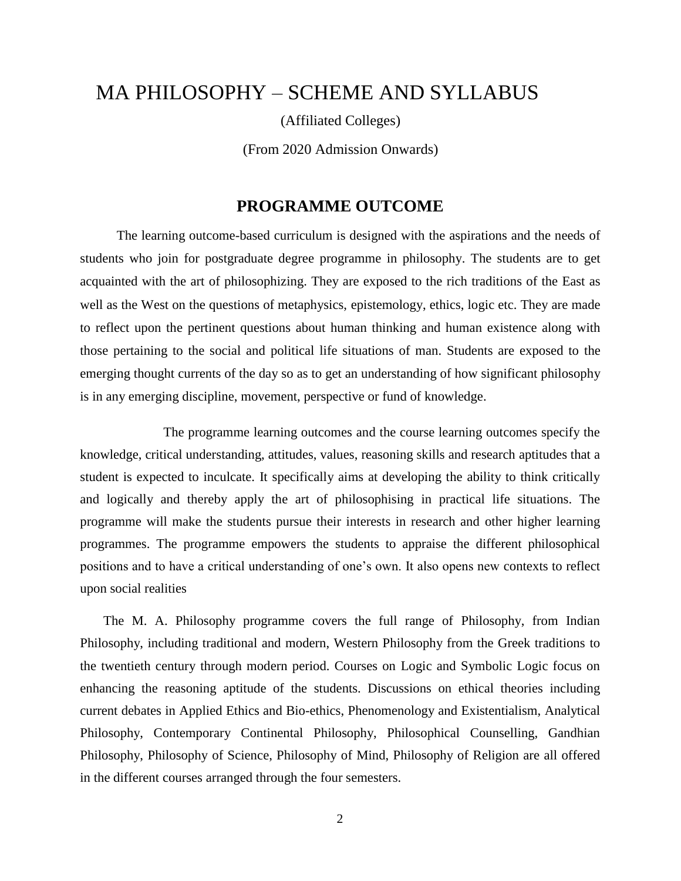# MA PHILOSOPHY – SCHEME AND SYLLABUS

(Affiliated Colleges)

(From 2020 Admission Onwards)

## PROGRAMME OUTCOME

The learning outcome-based curriculum is designed with the aspirations and the needs of students who join for postgraduate degree programme in philosophy. The students are to get acquainted with the art of philosophizing. They are exposed to the rich traditions of the East as well as the West on the questions of metaphysics, epistemology, ethics, logic etc. They are made to reflect upon the pertinent questions about human thinking and human existence along with those pertaining to the social and political life situations of man. Students are exposed to the emerging thought currents of the day so as to get an understanding of how significant philosophy is in any emerging discipline, movement, perspective or fund of knowledge.

The programme learning outcomes and the course learning outcomes specify the knowledge, critical understanding, attitudes, values, reasoning skills and research aptitudes that a student is expected to inculcate. It specifically aims at developing the ability to think critically and logically and thereby apply the art of philosophising in practical life situations. The programme will make the students pursue their interests in research and other higher learning programmes. The programme empowers the students to appraise the different philosophical positions and to have a critical understanding of one's own. It also opens new contexts to reflect upon social realities

The M. A. Philosophy programme covers the full range of Philosophy, from Indian Philosophy, including traditional and modern, Western Philosophy from the Greek traditions to the twentieth century through modern period. Courses on Logic and Symbolic Logic focus on enhancing the reasoning aptitude of the students. Discussions on ethical theories including current debates in Applied Ethics and Bio-ethics, Phenomenology and Existentialism, Analytical Philosophy, Contemporary Continental Philosophy, Philosophical Counselling, Gandhian Philosophy, Philosophy of Science, Philosophy of Mind, Philosophy of Religion are all offered in the different courses arranged through the four semesters.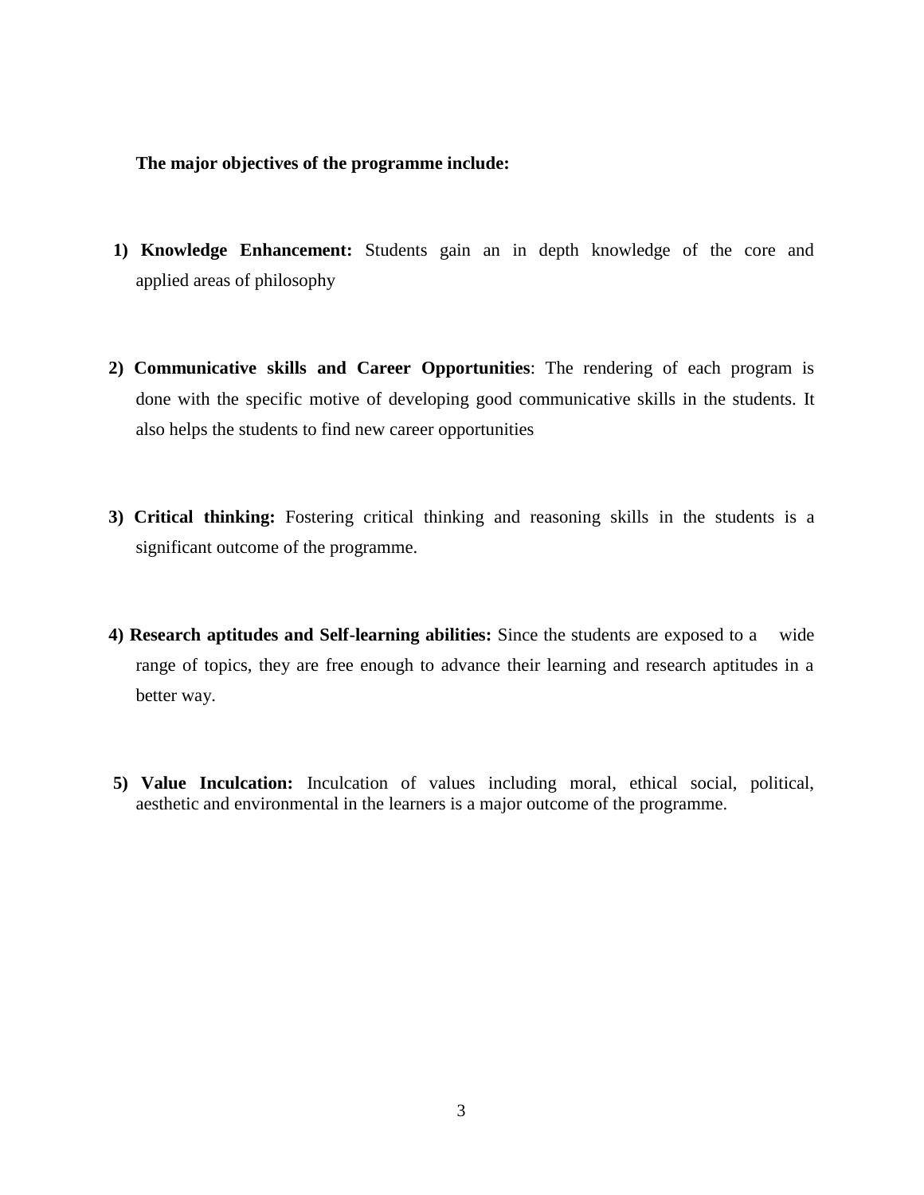**The major objectives of the programme include:**

1) **Knowledge Enhancement:** Students gain an in depth knowledge of the core and applied areas of philosophy

2) **Communicative skills and Career Opportunities**: The rendering of each program is done with the specific motive of developing good communicative skills in the students. It also helps the students to find new career opportunities

3) **Critical thinking:** Fostering critical thinking and reasoning skills in the students is a significant outcome of the programme.

4) **Research aptitudes and Self-learning abilities:** Since the students are exposed to a wide range of topics, they are free enough to advance their learning and research aptitudes in a better way.

5) **Value Inculcation:** Inculcation of values including moral, ethical social, political, aesthetic and environmental in the learners is a major outcome of the programme.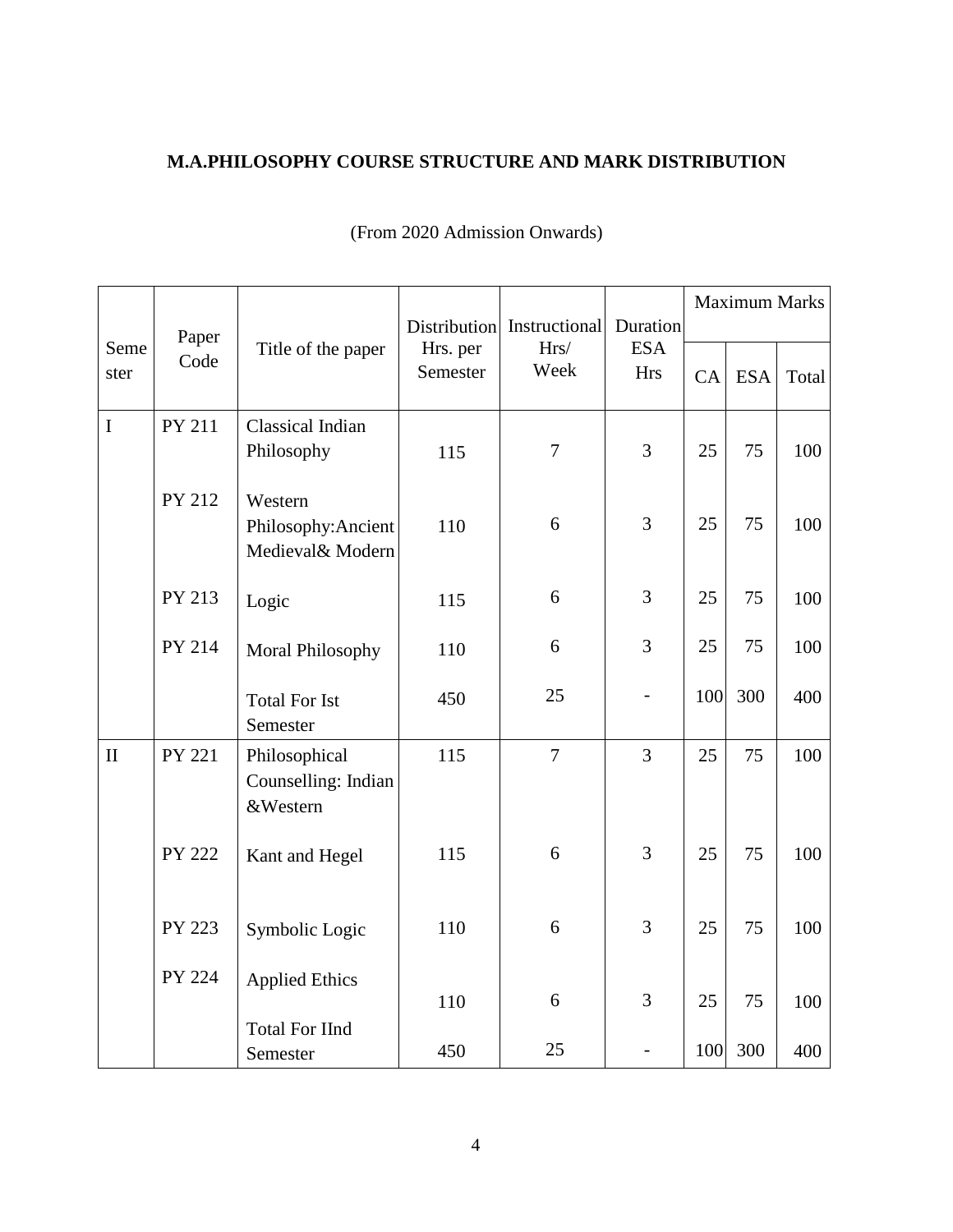**M.A.PHILOSOPHY COURSE STRUCTURE AND MARK DISTRIBUTION**

(From 2020 Admission Onwards)

| Semester | Paper Code | Title of the paper | Distribution Hrs. per Semester | Instructional Hrs/ Week | Duration ESA Hrs | Maximum Marks | | |
|---|---|---|---|---|---|---|---|---|
| | | | | | | CA | ESA | Total |
| I | PY 211 | Classical Indian Philosophy | 115 | 7 | 3 | 25 | 75 | 100 |
| | PY 212 | Western Philosophy:Ancient Medieval& Modern | 110 | 6 | 3 | 25 | 75 | 100 |
| | PY 213 | Logic | 115 | 6 | 3 | 25 | 75 | 100 |
| | PY 214 | Moral Philosophy | 110 | 6 | 3 | 25 | 75 | 100 |
| | | Total For Ist Semester | 450 | 25 | - | 100 | 300 | 400 |
| II | PY 221 | Philosophical Counselling: Indian &Western | 115 | 7 | 3 | 25 | 75 | 100 |
| | PY 222 | Kant and Hegel | 115 | 6 | 3 | 25 | 75 | 100 |
| | PY 223 | Symbolic Logic | 110 | 6 | 3 | 25 | 75 | 100 |
| | PY 224 | Applied Ethics | 110 | 6 | 3 | 25 | 75 | 100 |
| | | Total For IInd Semester | 450 | 25 | - | 100 | 300 | 400 |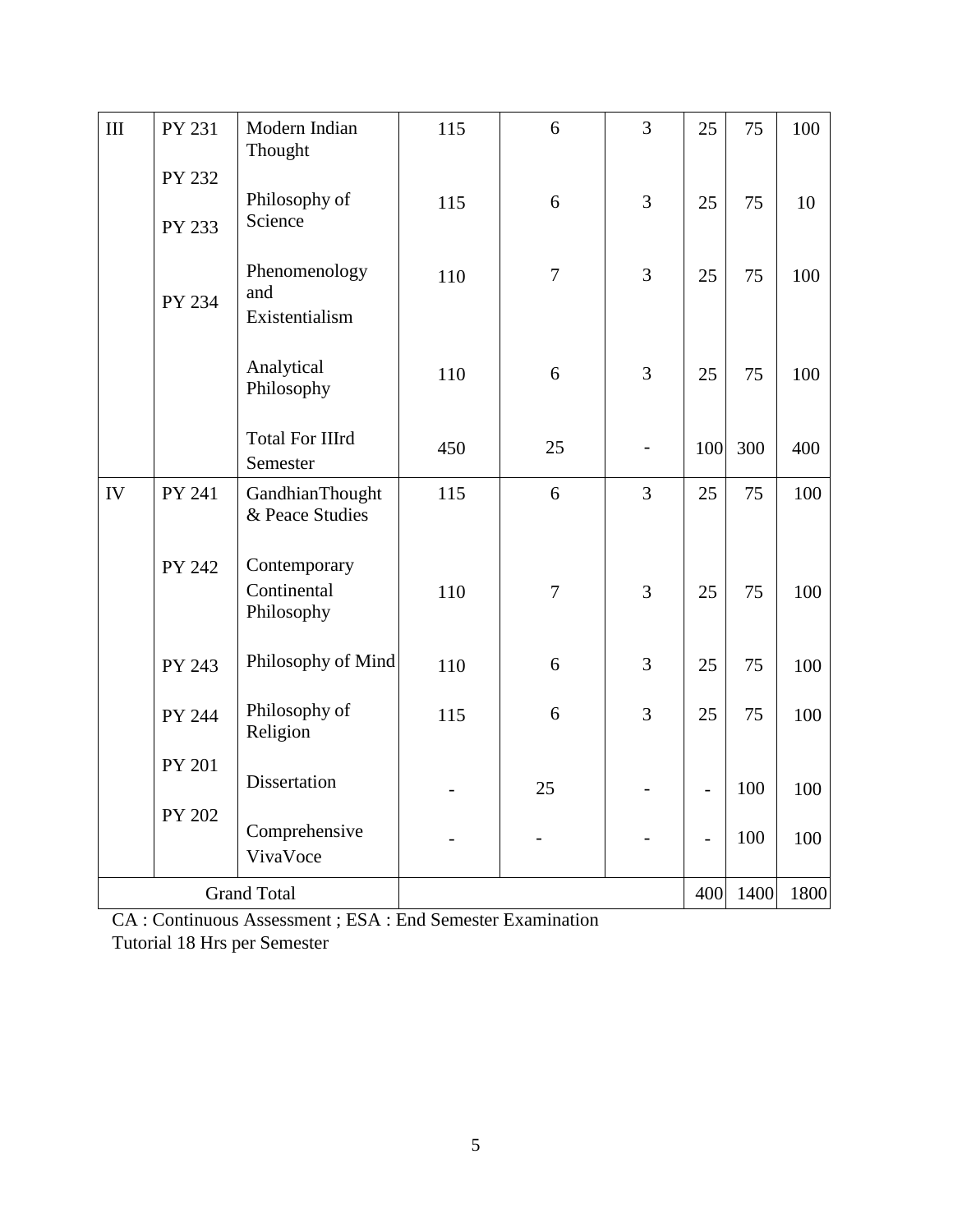| III | PY 231 | Modern Indian Thought | 115 | 6 | 3 | 25 | 75 | 100 |
|---|---|---|---|---|---|---|---|---|
| | PY 232 | Philosophy of Science | 115 | 6 | 3 | 25 | 75 | 10 |
| | PY 233 | Phenomenology and Existentialism | 110 | 7 | 3 | 25 | 75 | 100 |
| | PY 234 | Analytical Philosophy | 110 | 6 | 3 | 25 | 75 | 100 |
| | | Total For IIIrd Semester | 450 | 25 | - | 100 | 300 | 400 |
| IV | PY 241 | GandhianThought & Peace Studies | 115 | 6 | 3 | 25 | 75 | 100 |
| | PY 242 | Contemporary Continental Philosophy | 110 | 7 | 3 | 25 | 75 | 100 |
| | PY 243 | Philosophy of Mind | 110 | 6 | 3 | 25 | 75 | 100 |
| | PY 244 | Philosophy of Religion | 115 | 6 | 3 | 25 | 75 | 100 |
| | PY 201 | Dissertation | - | 25 | - | - | 100 | 100 |
| | PY 202 | Comprehensive VivaVoce | - | - | - | - | 100 | 100 |
| Grand Total | | | | | | 400 | 1400 | 1800 |

CA : Continuous Assessment ; ESA : End Semester Examination
Tutorial 18 Hrs per Semester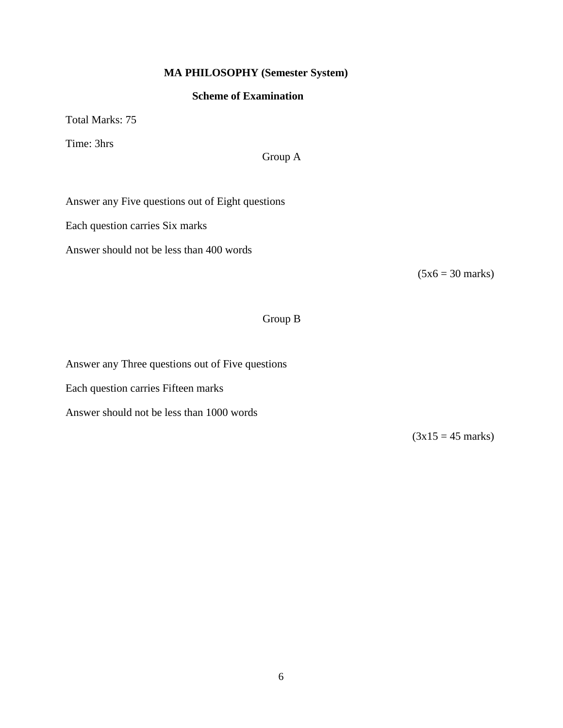## MA PHILOSOPHY (Semester System)

### Scheme of Examination

Total Marks: 75

Time: 3hrs

Group A

Answer any Five questions out of Eight questions

Each question carries Six marks

Answer should not be less than 400 words

(5x6 = 30 marks)

Group B

Answer any Three questions out of Five questions

Each question carries Fifteen marks

Answer should not be less than 1000 words

(3x15 = 45 marks)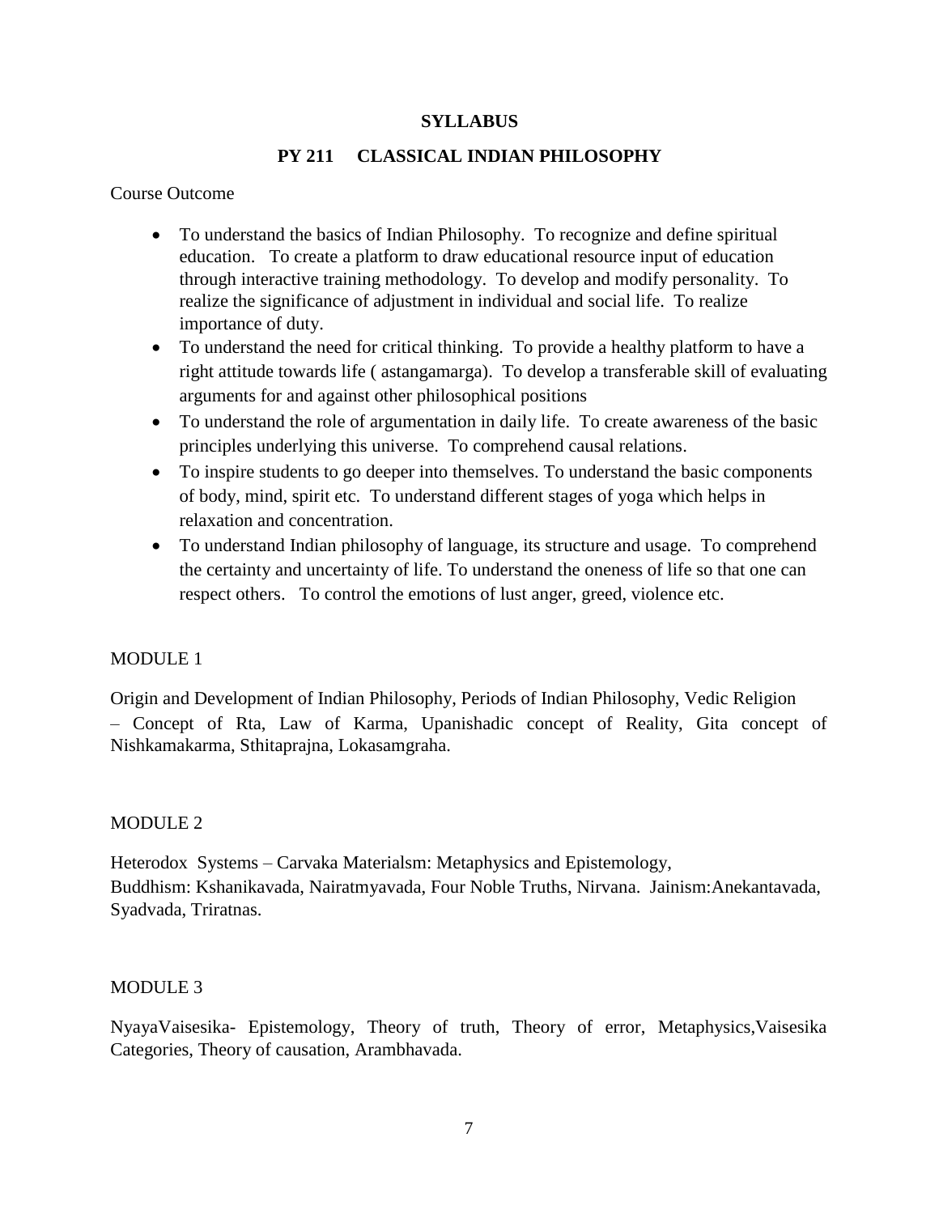# SYLLABUS

## PY 211 CLASSICAL INDIAN PHILOSOPHY

Course Outcome

- To understand the basics of Indian Philosophy. To recognize and define spiritual education. To create a platform to draw educational resource input of education through interactive training methodology. To develop and modify personality. To realize the significance of adjustment in individual and social life. To realize importance of duty.
- To understand the need for critical thinking. To provide a healthy platform to have a right attitude towards life ( astangamarga). To develop a transferable skill of evaluating arguments for and against other philosophical positions
- To understand the role of argumentation in daily life. To create awareness of the basic principles underlying this universe. To comprehend causal relations.
- To inspire students to go deeper into themselves. To understand the basic components of body, mind, spirit etc. To understand different stages of yoga which helps in relaxation and concentration.
- To understand Indian philosophy of language, its structure and usage. To comprehend the certainty and uncertainty of life. To understand the oneness of life so that one can respect others. To control the emotions of lust anger, greed, violence etc.

MODULE 1

Origin and Development of Indian Philosophy, Periods of Indian Philosophy, Vedic Religion – Concept of Rta, Law of Karma, Upanishadic concept of Reality, Gita concept of Nishkamakarma, Sthitaprajna, Lokasamgraha.

MODULE 2

Heterodox Systems – Carvaka Materialsm: Metaphysics and Epistemology,
Buddhism: Kshanikavada, Nairatmyavada, Four Noble Truths, Nirvana. Jainism:Anekantavada, Syadvada, Triratnas.

MODULE 3

NyayaVaisesika- Epistemology, Theory of truth, Theory of error, Metaphysics,Vaisesika Categories, Theory of causation, Arambhavada.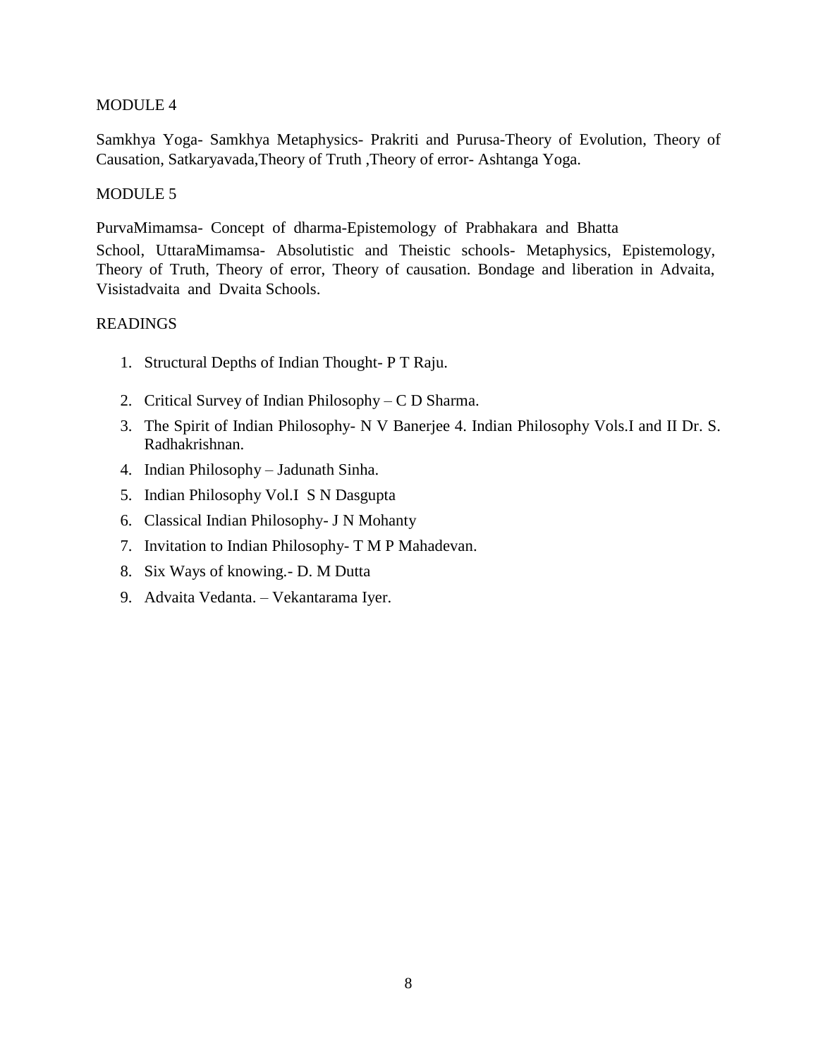MODULE 4

Samkhya Yoga- Samkhya Metaphysics- Prakriti and Purusa-Theory of Evolution, Theory of Causation, Satkaryavada,Theory of Truth ,Theory of error- Ashtanga Yoga.

MODULE 5

PurvaMimamsa- Concept of dharma-Epistemology of Prabhakara and Bhatta School, UttaraMimamsa- Absolutistic and Theistic schools- Metaphysics, Epistemology, Theory of Truth, Theory of error, Theory of causation. Bondage and liberation in Advaita, Visistadvaita and Dvaita Schools.

READINGS

1. Structural Depths of Indian Thought- P T Raju.
2. Critical Survey of Indian Philosophy – C D Sharma.
3. The Spirit of Indian Philosophy- N V Banerjee 4. Indian Philosophy Vols.I and II Dr. S. Radhakrishnan.
4. Indian Philosophy – Jadunath Sinha.
5. Indian Philosophy Vol.I S N Dasgupta
6. Classical Indian Philosophy- J N Mohanty
7. Invitation to Indian Philosophy- T M P Mahadevan.
8. Six Ways of knowing.- D. M Dutta
9. Advaita Vedanta. – Vekantarama Iyer.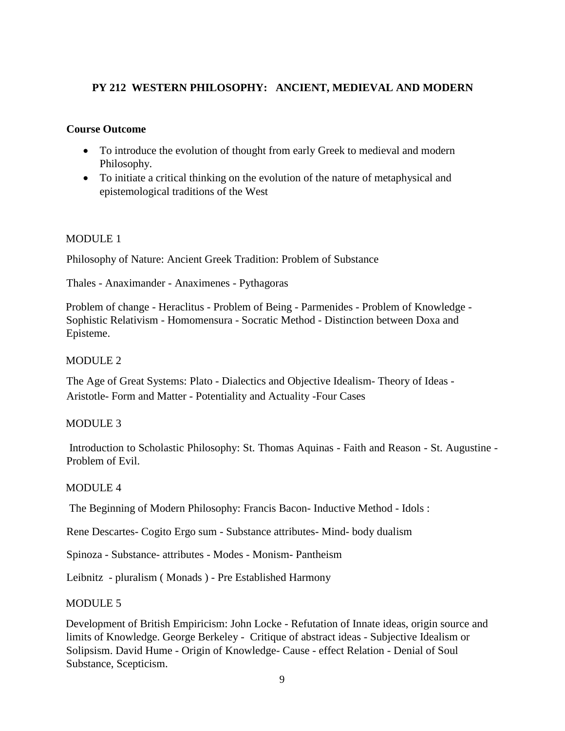## PY 212 WESTERN PHILOSOPHY: ANCIENT, MEDIEVAL AND MODERN

**Course Outcome**

- To introduce the evolution of thought from early Greek to medieval and modern Philosophy.
- To initiate a critical thinking on the evolution of the nature of metaphysical and epistemological traditions of the West

MODULE 1

Philosophy of Nature: Ancient Greek Tradition: Problem of Substance

Thales - Anaximander - Anaximenes - Pythagoras

Problem of change - Heraclitus - Problem of Being - Parmenides - Problem of Knowledge - Sophistic Relativism - Homomensura - Socratic Method - Distinction between Doxa and Episteme.

MODULE 2

The Age of Great Systems: Plato - Dialectics and Objective Idealism- Theory of Ideas - Aristotle- Form and Matter - Potentiality and Actuality -Four Cases

MODULE 3

Introduction to Scholastic Philosophy: St. Thomas Aquinas - Faith and Reason - St. Augustine - Problem of Evil.

MODULE 4

The Beginning of Modern Philosophy: Francis Bacon- Inductive Method - Idols :

Rene Descartes- Cogito Ergo sum - Substance attributes- Mind- body dualism

Spinoza - Substance- attributes - Modes - Monism- Pantheism

Leibnitz - pluralism ( Monads ) - Pre Established Harmony

MODULE 5

Development of British Empiricism: John Locke - Refutation of Innate ideas, origin source and limits of Knowledge. George Berkeley - Critique of abstract ideas - Subjective Idealism or Solipsism. David Hume - Origin of Knowledge- Cause - effect Relation - Denial of Soul Substance, Scepticism.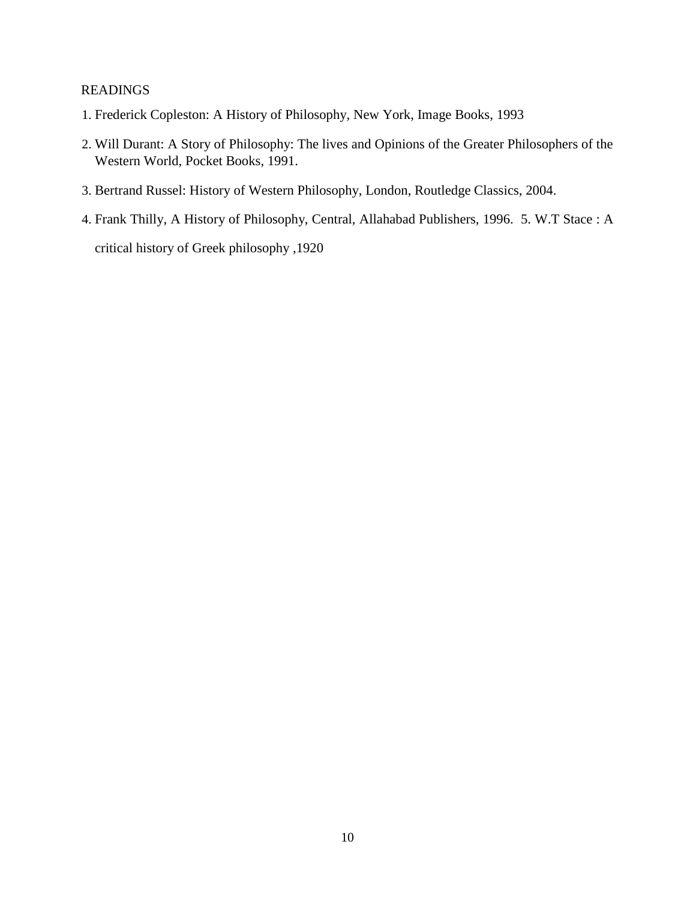READINGS

1. Frederick Copleston: A History of Philosophy, New York, Image Books, 1993
2. Will Durant: A Story of Philosophy: The lives and Opinions of the Greater Philosophers of the Western World, Pocket Books, 1991.
3. Bertrand Russel: History of Western Philosophy, London, Routledge Classics, 2004.
4. Frank Thilly, A History of Philosophy, Central, Allahabad Publishers, 1996.
5. W.T Stace : A critical history of Greek philosophy ,1920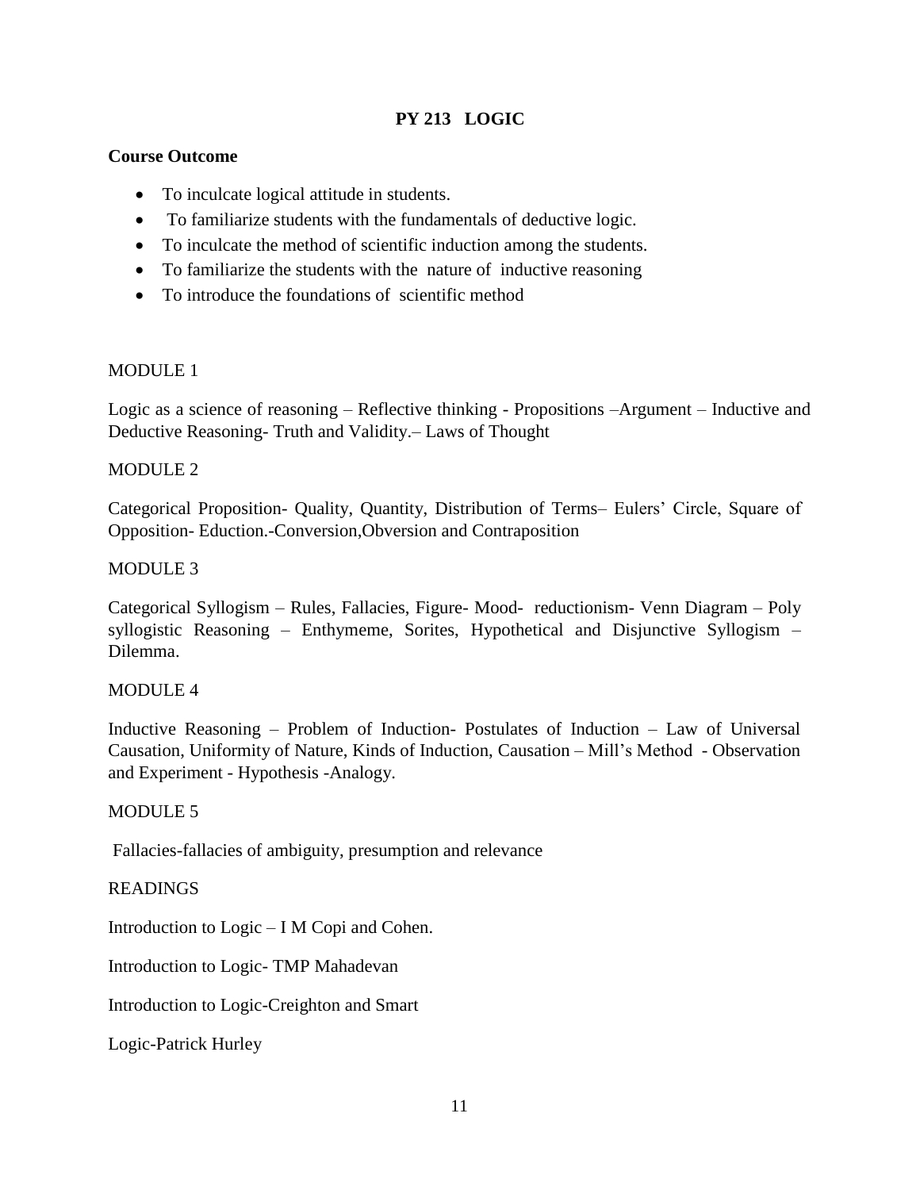# PY 213 LOGIC

**Course Outcome**

- To inculcate logical attitude in students.
- To familiarize students with the fundamentals of deductive logic.
- To inculcate the method of scientific induction among the students.
- To familiarize the students with the nature of inductive reasoning
- To introduce the foundations of scientific method

MODULE 1

Logic as a science of reasoning – Reflective thinking - Propositions –Argument – Inductive and Deductive Reasoning- Truth and Validity.– Laws of Thought

MODULE 2

Categorical Proposition- Quality, Quantity, Distribution of Terms– Eulers' Circle, Square of Opposition- Eduction.-Conversion,Obversion and Contraposition

MODULE 3

Categorical Syllogism – Rules, Fallacies, Figure- Mood- reductionism- Venn Diagram – Poly syllogistic Reasoning – Enthymeme, Sorites, Hypothetical and Disjunctive Syllogism – Dilemma.

MODULE 4

Inductive Reasoning – Problem of Induction- Postulates of Induction – Law of Universal Causation, Uniformity of Nature, Kinds of Induction, Causation – Mill's Method - Observation and Experiment - Hypothesis -Analogy.

MODULE 5

Fallacies-fallacies of ambiguity, presumption and relevance

READINGS

Introduction to Logic – I M Copi and Cohen.

Introduction to Logic- TMP Mahadevan

Introduction to Logic-Creighton and Smart

Logic-Patrick Hurley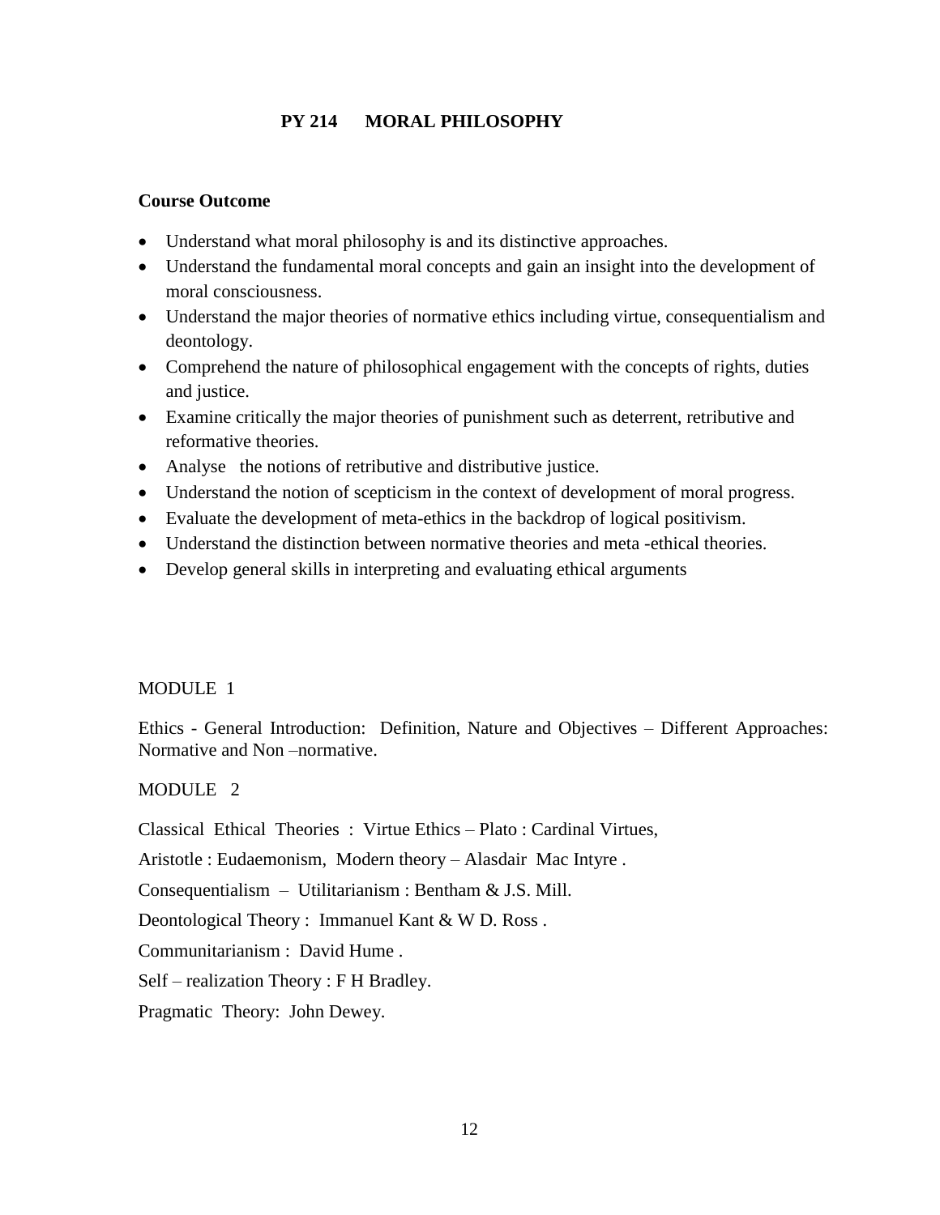## PY 214 MORAL PHILOSOPHY

**Course Outcome**

- Understand what moral philosophy is and its distinctive approaches.
- Understand the fundamental moral concepts and gain an insight into the development of moral consciousness.
- Understand the major theories of normative ethics including virtue, consequentialism and deontology.
- Comprehend the nature of philosophical engagement with the concepts of rights, duties and justice.
- Examine critically the major theories of punishment such as deterrent, retributive and reformative theories.
- Analyse the notions of retributive and distributive justice.
- Understand the notion of scepticism in the context of development of moral progress.
- Evaluate the development of meta-ethics in the backdrop of logical positivism.
- Understand the distinction between normative theories and meta -ethical theories.
- Develop general skills in interpreting and evaluating ethical arguments

MODULE 1

Ethics - General Introduction: Definition, Nature and Objectives – Different Approaches: Normative and Non –normative.

MODULE 2

Classical Ethical Theories : Virtue Ethics – Plato : Cardinal Virtues,

Aristotle : Eudaemonism, Modern theory – Alasdair Mac Intyre .

Consequentialism – Utilitarianism : Bentham & J.S. Mill.

Deontological Theory : Immanuel Kant & W D. Ross .

Communitarianism : David Hume .

Self – realization Theory : F H Bradley.

Pragmatic Theory: John Dewey.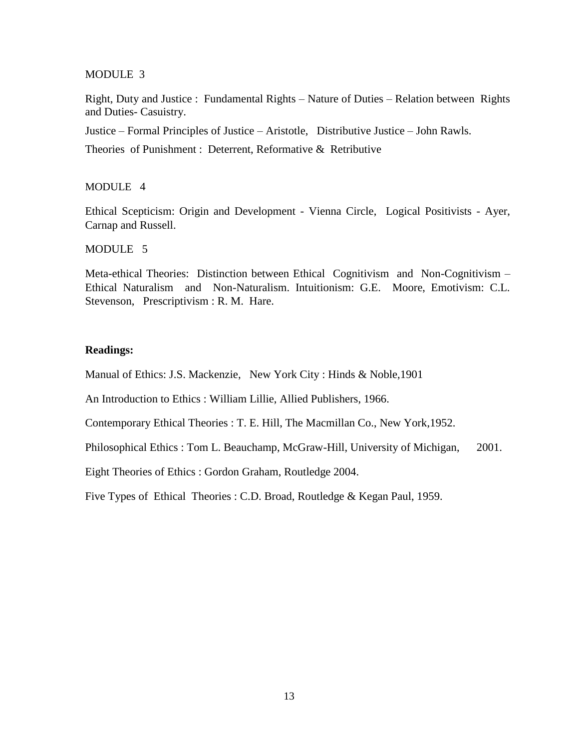## MODULE 3

Right, Duty and Justice : Fundamental Rights – Nature of Duties – Relation between Rights and Duties- Casuistry.

Justice – Formal Principles of Justice – Aristotle, Distributive Justice – John Rawls.

Theories of Punishment : Deterrent, Reformative & Retributive

## MODULE 4

Ethical Scepticism: Origin and Development - Vienna Circle, Logical Positivists - Ayer, Carnap and Russell.

## MODULE 5

Meta-ethical Theories: Distinction between Ethical Cognitivism and Non-Cognitivism – Ethical Naturalism and Non-Naturalism. Intuitionism: G.E. Moore, Emotivism: C.L. Stevenson, Prescriptivism : R. M. Hare.

**Readings:**

Manual of Ethics: J.S. Mackenzie, New York City : Hinds & Noble,1901

An Introduction to Ethics : William Lillie, Allied Publishers, 1966.

Contemporary Ethical Theories : T. E. Hill, The Macmillan Co., New York,1952.

Philosophical Ethics : Tom L. Beauchamp, McGraw-Hill, University of Michigan, 2001.

Eight Theories of Ethics : Gordon Graham, Routledge 2004.

Five Types of Ethical Theories : C.D. Broad, Routledge & Kegan Paul, 1959.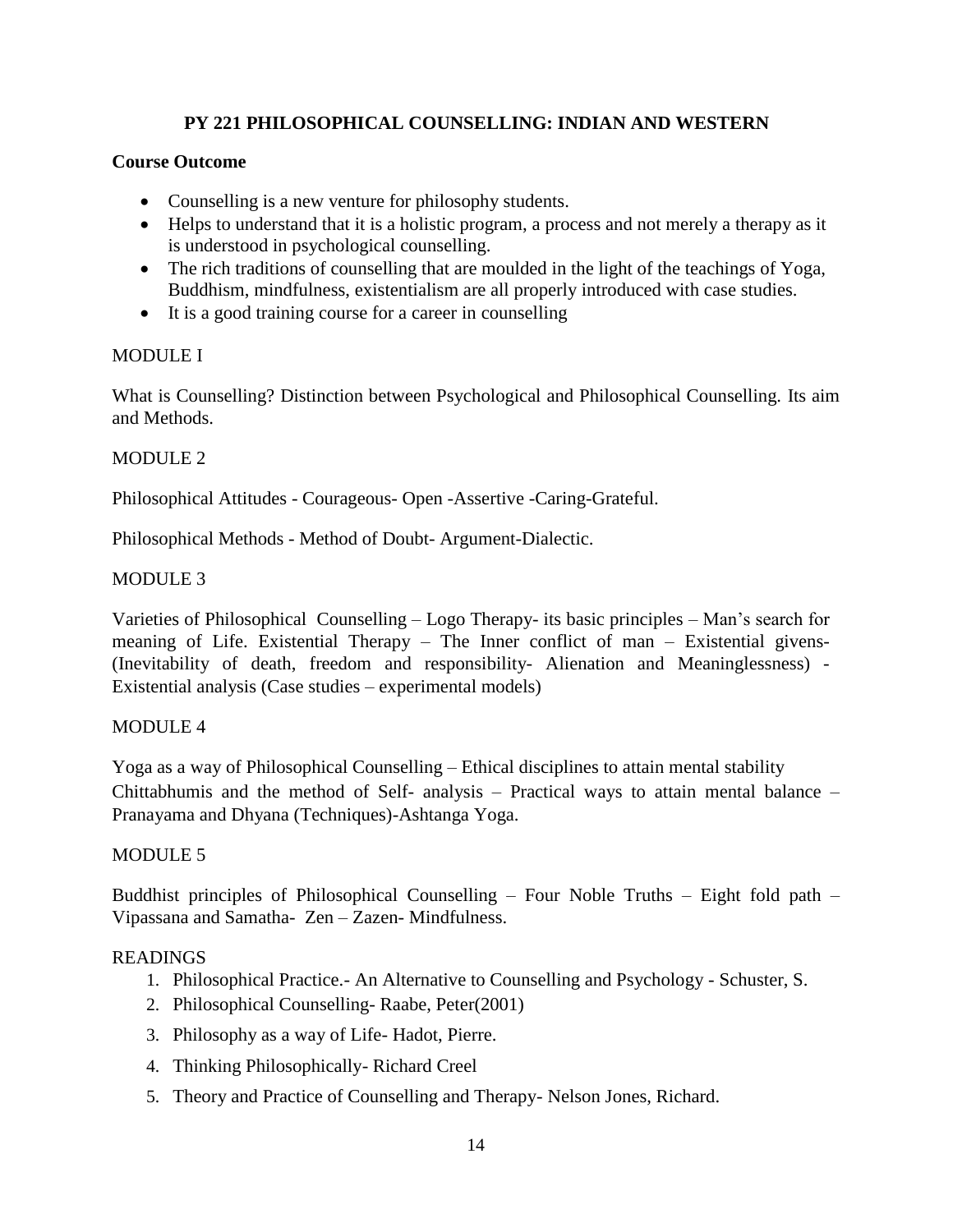## PY 221 PHILOSOPHICAL COUNSELLING: INDIAN AND WESTERN

### Course Outcome

- Counselling is a new venture for philosophy students.
- Helps to understand that it is a holistic program, a process and not merely a therapy as it is understood in psychological counselling.
- The rich traditions of counselling that are moulded in the light of the teachings of Yoga, Buddhism, mindfulness, existentialism are all properly introduced with case studies.
- It is a good training course for a career in counselling

MODULE I

What is Counselling? Distinction between Psychological and Philosophical Counselling. Its aim and Methods.

MODULE 2

Philosophical Attitudes - Courageous- Open -Assertive -Caring-Grateful.

Philosophical Methods - Method of Doubt- Argument-Dialectic.

MODULE 3

Varieties of Philosophical Counselling – Logo Therapy- its basic principles – Man's search for meaning of Life. Existential Therapy – The Inner conflict of man – Existential givens- (Inevitability of death, freedom and responsibility- Alienation and Meaninglessness) - Existential analysis (Case studies – experimental models)

MODULE 4

Yoga as a way of Philosophical Counselling – Ethical disciplines to attain mental stability Chittabhumis and the method of Self- analysis – Practical ways to attain mental balance – Pranayama and Dhyana (Techniques)-Ashtanga Yoga.

MODULE 5

Buddhist principles of Philosophical Counselling – Four Noble Truths – Eight fold path – Vipassana and Samatha- Zen – Zazen- Mindfulness.

READINGS

1. Philosophical Practice.- An Alternative to Counselling and Psychology - Schuster, S.
2. Philosophical Counselling- Raabe, Peter(2001)
3. Philosophy as a way of Life- Hadot, Pierre.
4. Thinking Philosophically- Richard Creel
5. Theory and Practice of Counselling and Therapy- Nelson Jones, Richard.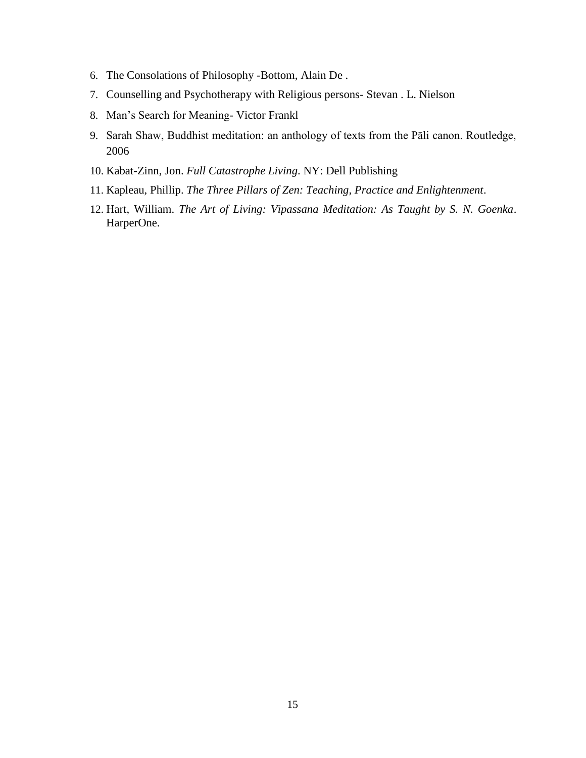6. The Consolations of Philosophy -Bottom, Alain De .
7. Counselling and Psychotherapy with Religious persons- Stevan . L. Nielson
8. Man's Search for Meaning- Victor Frankl
9. Sarah Shaw, Buddhist meditation: an anthology of texts from the Pāli canon. Routledge, 2006
10. Kabat-Zinn, Jon. *Full Catastrophe Living*. NY: Dell Publishing
11. Kapleau, Phillip. *The Three Pillars of Zen: Teaching, Practice and Enlightenment*.
12. Hart, William. *The Art of Living: Vipassana Meditation: As Taught by S. N. Goenka*. HarperOne.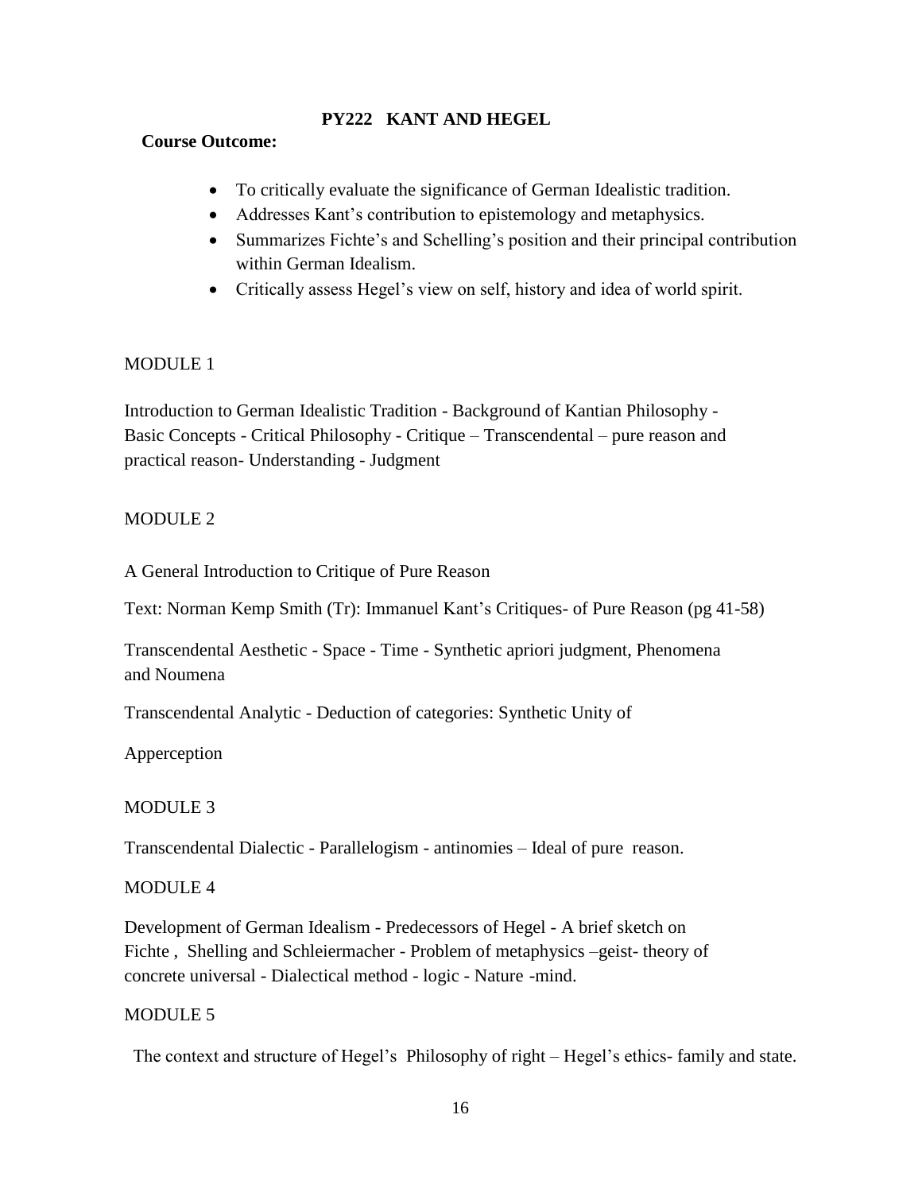## PY222 KANT AND HEGEL

**Course Outcome:**

- To critically evaluate the significance of German Idealistic tradition.
- Addresses Kant's contribution to epistemology and metaphysics.
- Summarizes Fichte's and Schelling's position and their principal contribution within German Idealism.
- Critically assess Hegel's view on self, history and idea of world spirit.

MODULE 1

Introduction to German Idealistic Tradition - Background of Kantian Philosophy - Basic Concepts - Critical Philosophy - Critique – Transcendental – pure reason and practical reason- Understanding - Judgment

MODULE 2

A General Introduction to Critique of Pure Reason

Text: Norman Kemp Smith (Tr): Immanuel Kant's Critiques- of Pure Reason (pg 41-58)

Transcendental Aesthetic - Space - Time - Synthetic apriori judgment, Phenomena and Noumena

Transcendental Analytic - Deduction of categories: Synthetic Unity of

Apperception

MODULE 3

Transcendental Dialectic - Parallelogism - antinomies – Ideal of pure reason.

MODULE 4

Development of German Idealism - Predecessors of Hegel - A brief sketch on Fichte , Shelling and Schleiermacher - Problem of metaphysics –geist- theory of concrete universal - Dialectical method - logic - Nature -mind.

MODULE 5

The context and structure of Hegel's Philosophy of right – Hegel's ethics- family and state.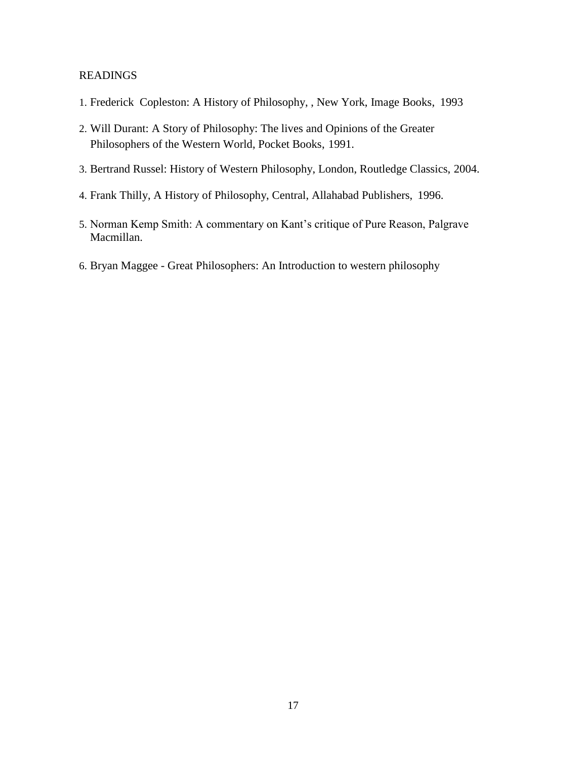READINGS

1. Frederick  Copleston: A History of Philosophy, , New York, Image Books,  1993
2. Will Durant: A Story of Philosophy: The lives and Opinions of the Greater Philosophers of the Western World, Pocket Books, 1991.
3. Bertrand Russel: History of Western Philosophy, London, Routledge Classics, 2004.
4. Frank Thilly, A History of Philosophy, Central, Allahabad Publishers,  1996.
5. Norman Kemp Smith: A commentary on Kant's critique of Pure Reason, Palgrave Macmillan.
6. Bryan Maggee - Great Philosophers: An Introduction to western philosophy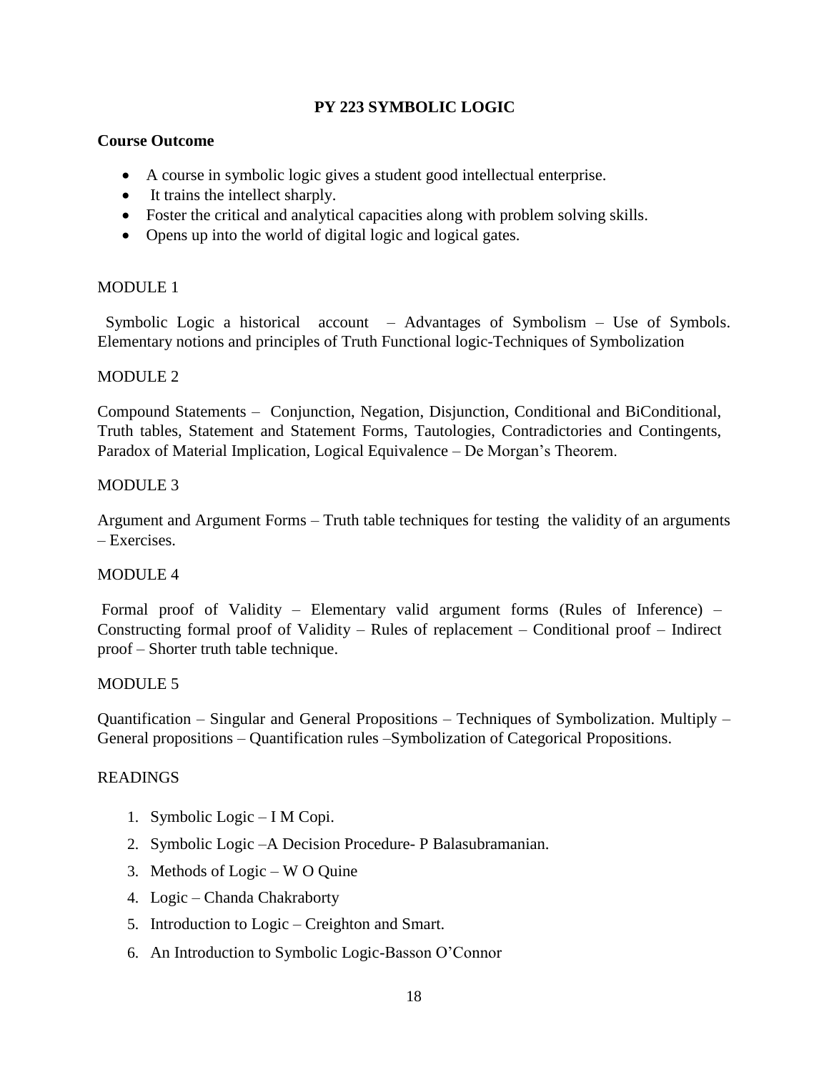## PY 223 SYMBOLIC LOGIC

**Course Outcome**

- A course in symbolic logic gives a student good intellectual enterprise.
- It trains the intellect sharply.
- Foster the critical and analytical capacities along with problem solving skills.
- Opens up into the world of digital logic and logical gates.

MODULE 1

Symbolic Logic a historical account – Advantages of Symbolism – Use of Symbols. Elementary notions and principles of Truth Functional logic-Techniques of Symbolization

MODULE 2

Compound Statements – Conjunction, Negation, Disjunction, Conditional and BiConditional, Truth tables, Statement and Statement Forms, Tautologies, Contradictories and Contingents, Paradox of Material Implication, Logical Equivalence – De Morgan's Theorem.

MODULE 3

Argument and Argument Forms – Truth table techniques for testing the validity of an arguments – Exercises.

MODULE 4

Formal proof of Validity – Elementary valid argument forms (Rules of Inference) – Constructing formal proof of Validity – Rules of replacement – Conditional proof – Indirect proof – Shorter truth table technique.

MODULE 5

Quantification – Singular and General Propositions – Techniques of Symbolization. Multiply – General propositions – Quantification rules –Symbolization of Categorical Propositions.

READINGS

1. Symbolic Logic – I M Copi.
2. Symbolic Logic –A Decision Procedure- P Balasubramanian.
3. Methods of Logic – W O Quine
4. Logic – Chanda Chakraborty
5. Introduction to Logic – Creighton and Smart.
6. An Introduction to Symbolic Logic-Basson O'Connor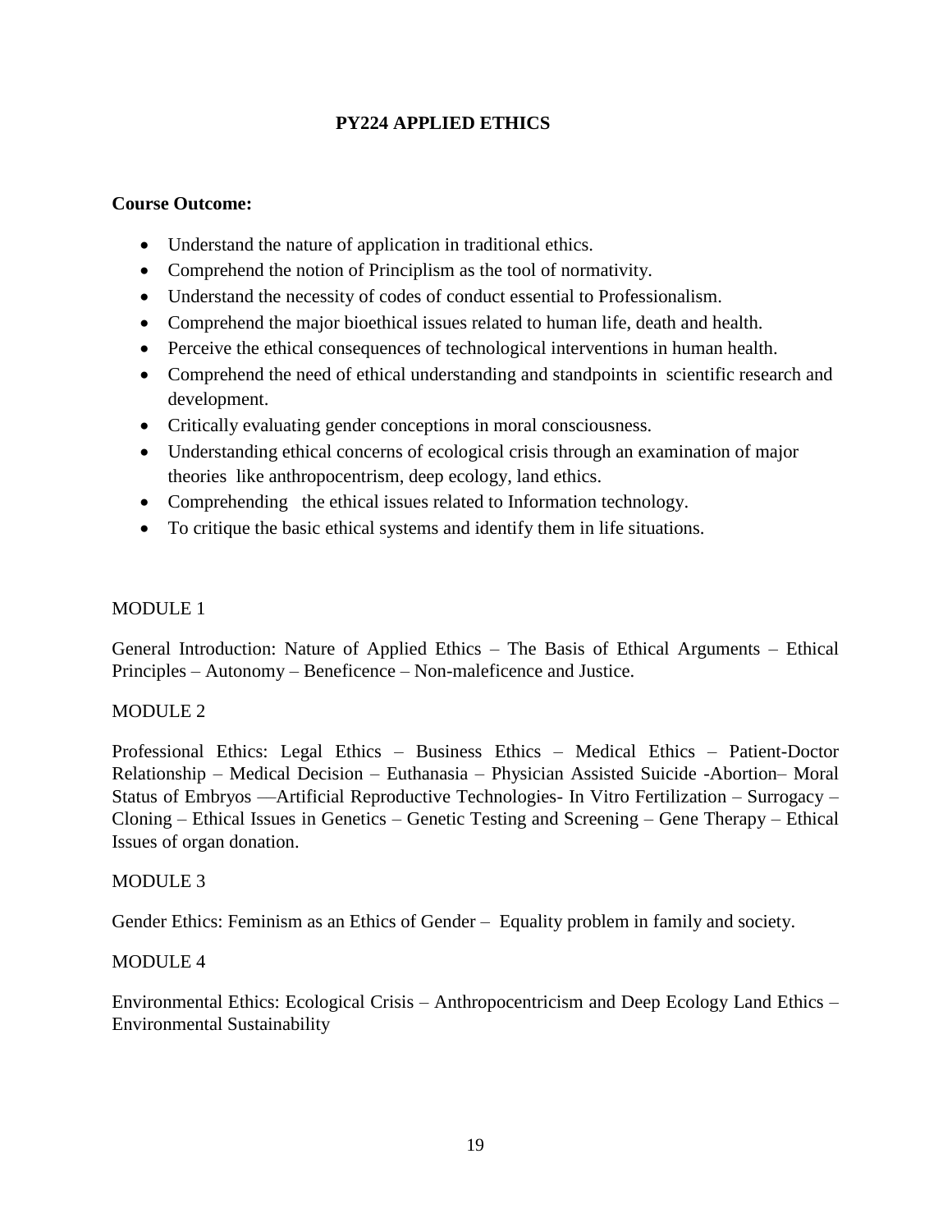# PY224 APPLIED ETHICS

**Course Outcome:**

- Understand the nature of application in traditional ethics.
- Comprehend the notion of Principlism as the tool of normativity.
- Understand the necessity of codes of conduct essential to Professionalism.
- Comprehend the major bioethical issues related to human life, death and health.
- Perceive the ethical consequences of technological interventions in human health.
- Comprehend the need of ethical understanding and standpoints in scientific research and development.
- Critically evaluating gender conceptions in moral consciousness.
- Understanding ethical concerns of ecological crisis through an examination of major theories like anthropocentrism, deep ecology, land ethics.
- Comprehending the ethical issues related to Information technology.
- To critique the basic ethical systems and identify them in life situations.

MODULE 1

General Introduction: Nature of Applied Ethics – The Basis of Ethical Arguments – Ethical Principles – Autonomy – Beneficence – Non-maleficence and Justice.

MODULE 2

Professional Ethics: Legal Ethics – Business Ethics – Medical Ethics – Patient-Doctor Relationship – Medical Decision – Euthanasia – Physician Assisted Suicide -Abortion– Moral Status of Embryos —Artificial Reproductive Technologies- In Vitro Fertilization – Surrogacy – Cloning – Ethical Issues in Genetics – Genetic Testing and Screening – Gene Therapy – Ethical Issues of organ donation.

MODULE 3

Gender Ethics: Feminism as an Ethics of Gender – Equality problem in family and society.

MODULE 4

Environmental Ethics: Ecological Crisis – Anthropocentricism and Deep Ecology Land Ethics – Environmental Sustainability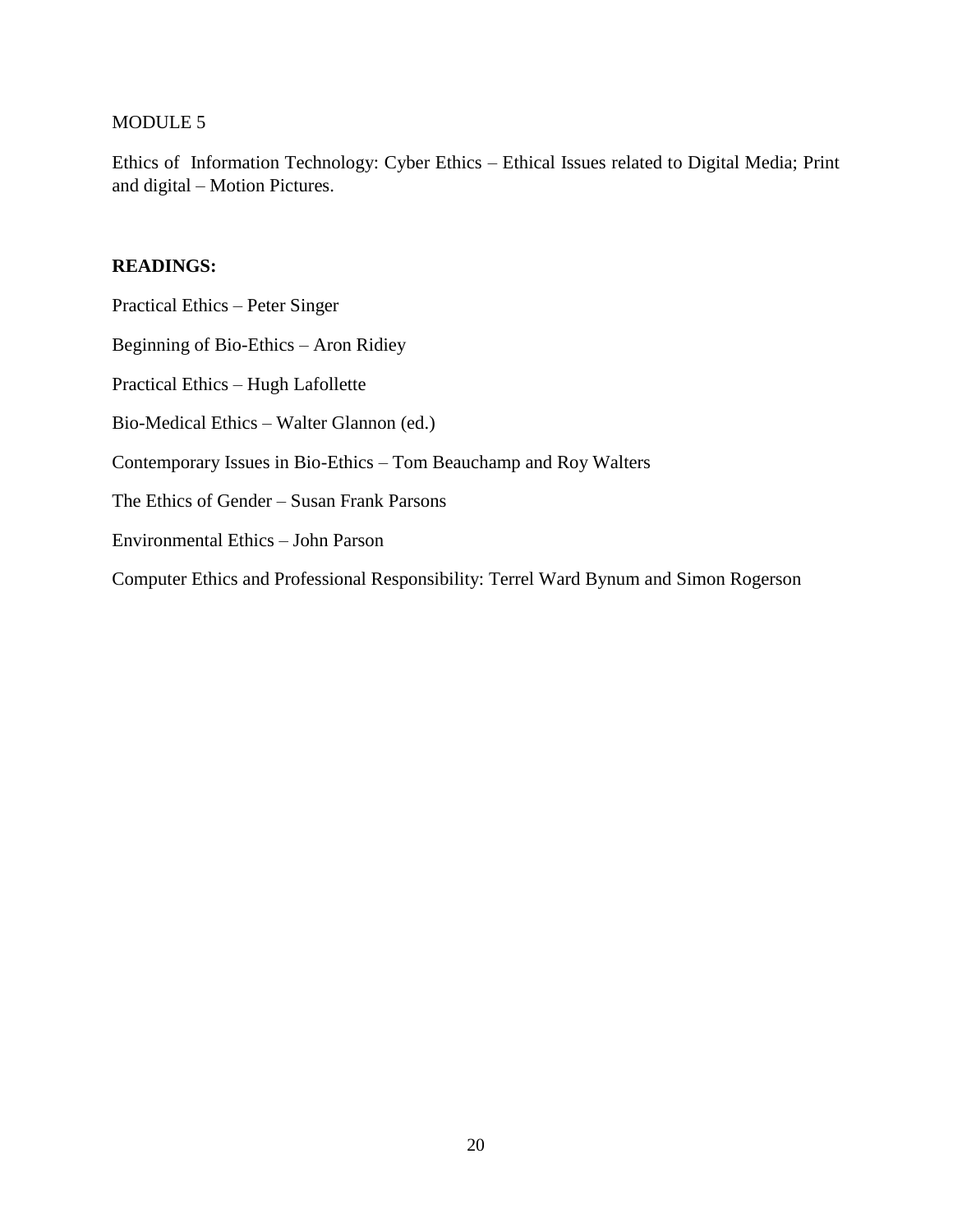MODULE 5

Ethics of Information Technology: Cyber Ethics – Ethical Issues related to Digital Media; Print and digital – Motion Pictures.

**READINGS:**

Practical Ethics – Peter Singer

Beginning of Bio-Ethics – Aron Ridiey

Practical Ethics – Hugh Lafollette

Bio-Medical Ethics – Walter Glannon (ed.)

Contemporary Issues in Bio-Ethics – Tom Beauchamp and Roy Walters

The Ethics of Gender – Susan Frank Parsons

Environmental Ethics – John Parson

Computer Ethics and Professional Responsibility: Terrel Ward Bynum and Simon Rogerson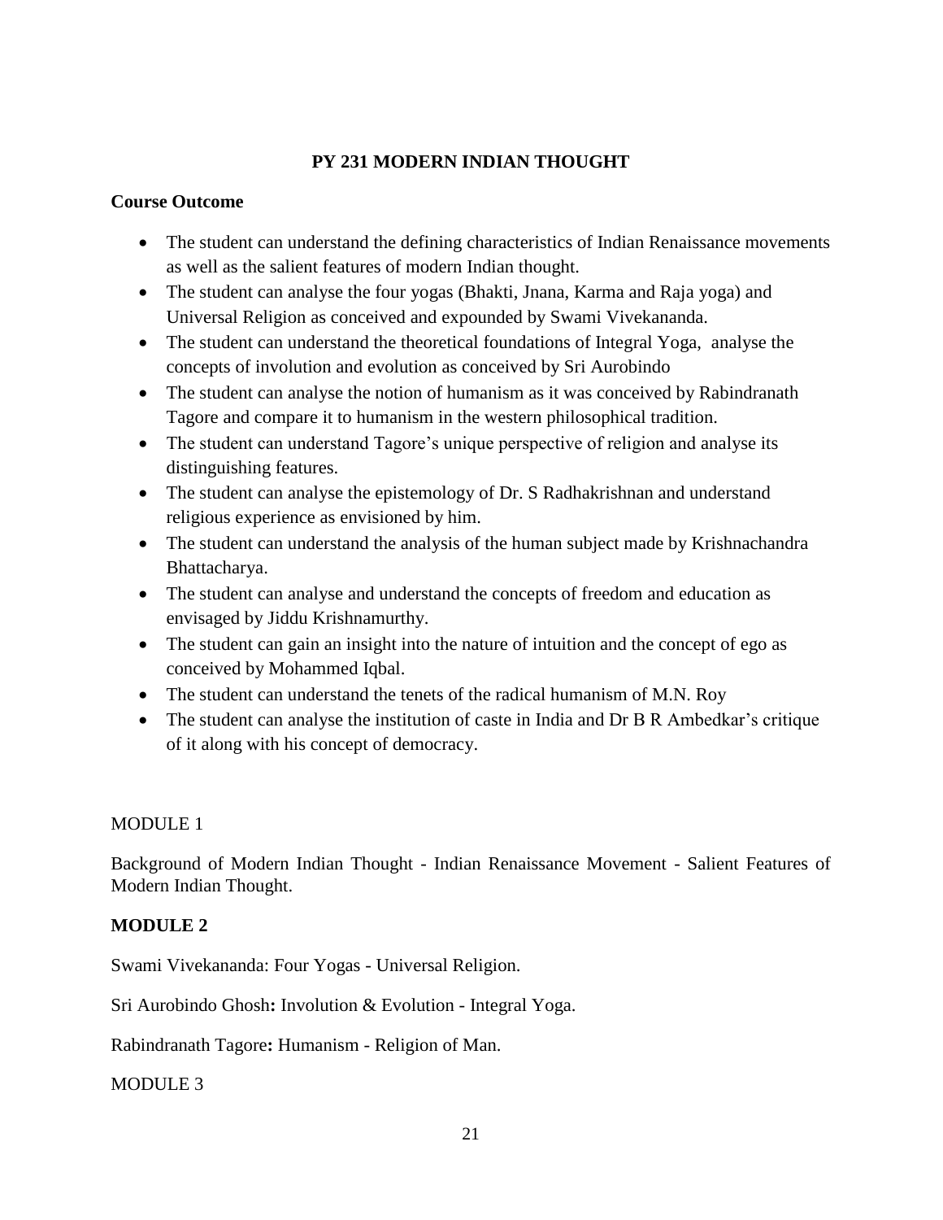## PY 231 MODERN INDIAN THOUGHT

### Course Outcome

- The student can understand the defining characteristics of Indian Renaissance movements as well as the salient features of modern Indian thought.
- The student can analyse the four yogas (Bhakti, Jnana, Karma and Raja yoga) and Universal Religion as conceived and expounded by Swami Vivekananda.
- The student can understand the theoretical foundations of Integral Yoga, analyse the concepts of involution and evolution as conceived by Sri Aurobindo
- The student can analyse the notion of humanism as it was conceived by Rabindranath Tagore and compare it to humanism in the western philosophical tradition.
- The student can understand Tagore's unique perspective of religion and analyse its distinguishing features.
- The student can analyse the epistemology of Dr. S Radhakrishnan and understand religious experience as envisioned by him.
- The student can understand the analysis of the human subject made by Krishnachandra Bhattacharya.
- The student can analyse and understand the concepts of freedom and education as envisaged by Jiddu Krishnamurthy.
- The student can gain an insight into the nature of intuition and the concept of ego as conceived by Mohammed Iqbal.
- The student can understand the tenets of the radical humanism of M.N. Roy
- The student can analyse the institution of caste in India and Dr B R Ambedkar's critique of it along with his concept of democracy.

MODULE 1

Background of Modern Indian Thought - Indian Renaissance Movement - Salient Features of Modern Indian Thought.

### MODULE 2

Swami Vivekananda: Four Yogas - Universal Religion.

Sri Aurobindo Ghosh**:** Involution & Evolution - Integral Yoga.

Rabindranath Tagore**:** Humanism - Religion of Man.

MODULE 3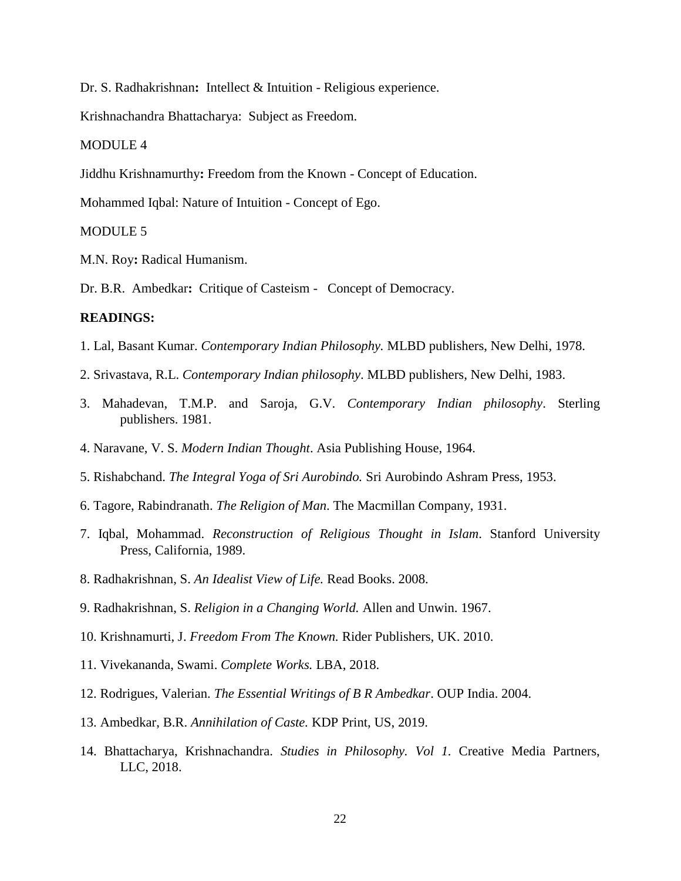Dr. S. Radhakrishnan**:** Intellect & Intuition - Religious experience.

Krishnachandra Bhattacharya: Subject as Freedom.

MODULE 4

Jiddhu Krishnamurthy**:** Freedom from the Known - Concept of Education.

Mohammed Iqbal: Nature of Intuition - Concept of Ego.

MODULE 5

M.N. Roy**:** Radical Humanism.

Dr. B.R. Ambedkar**:** Critique of Casteism - Concept of Democracy.

**READINGS:**

1. Lal, Basant Kumar. *Contemporary Indian Philosophy.* MLBD publishers, New Delhi, 1978.
2. Srivastava, R.L. *Contemporary Indian philosophy*. MLBD publishers, New Delhi, 1983.
3. Mahadevan, T.M.P. and Saroja, G.V. *Contemporary Indian philosophy*. Sterling publishers. 1981.
4. Naravane, V. S. *Modern Indian Thought*. Asia Publishing House, 1964.
5. Rishabchand. *The Integral Yoga of Sri Aurobindo.* Sri Aurobindo Ashram Press, 1953.
6. Tagore, Rabindranath. *The Religion of Man*. The Macmillan Company, 1931.
7. Iqbal, Mohammad. *Reconstruction of Religious Thought in Islam*. Stanford University Press, California, 1989.
8. Radhakrishnan, S. *An Idealist View of Life.* Read Books. 2008.
9. Radhakrishnan, S. *Religion in a Changing World.* Allen and Unwin. 1967.
10. Krishnamurti, J. *Freedom From The Known.* Rider Publishers, UK. 2010.
11. Vivekananda, Swami. *Complete Works.* LBA, 2018.
12. Rodrigues, Valerian. *The Essential Writings of B R Ambedkar*. OUP India. 2004.
13. Ambedkar, B.R. *Annihilation of Caste.* KDP Print, US, 2019.
14. Bhattacharya, Krishnachandra. *Studies in Philosophy. Vol 1.* Creative Media Partners, LLC, 2018.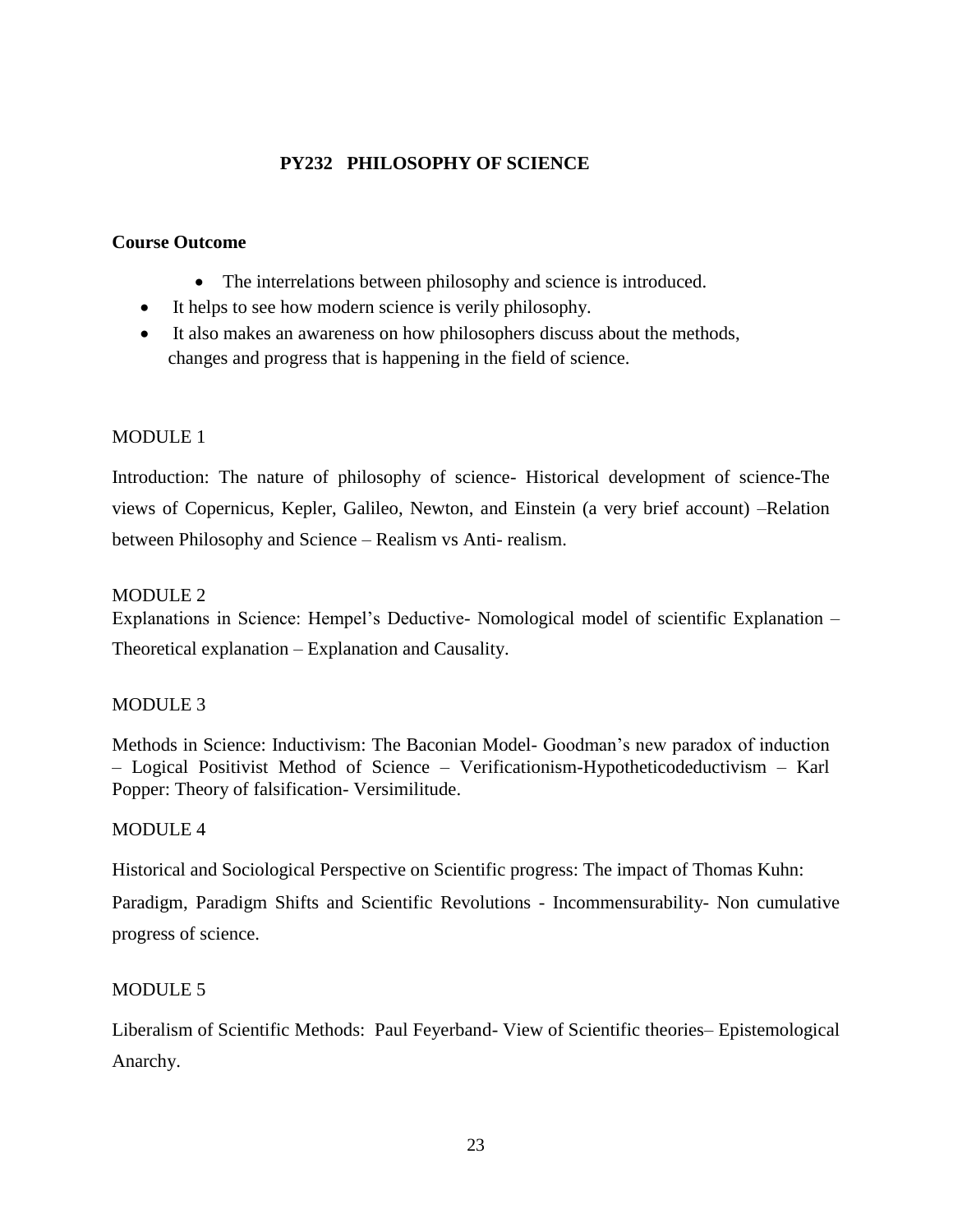# PY232 PHILOSOPHY OF SCIENCE

**Course Outcome**

- The interrelations between philosophy and science is introduced.
- It helps to see how modern science is verily philosophy.
- It also makes an awareness on how philosophers discuss about the methods, changes and progress that is happening in the field of science.

MODULE 1

Introduction: The nature of philosophy of science- Historical development of science-The views of Copernicus, Kepler, Galileo, Newton, and Einstein (a very brief account) –Relation between Philosophy and Science – Realism vs Anti- realism.

MODULE 2

Explanations in Science: Hempel's Deductive- Nomological model of scientific Explanation – Theoretical explanation – Explanation and Causality.

MODULE 3

Methods in Science: Inductivism: The Baconian Model- Goodman's new paradox of induction – Logical Positivist Method of Science – Verificationism-Hypotheticodeductivism – Karl Popper: Theory of falsification- Versimilitude.

MODULE 4

Historical and Sociological Perspective on Scientific progress: The impact of Thomas Kuhn: Paradigm, Paradigm Shifts and Scientific Revolutions - Incommensurability- Non cumulative progress of science.

MODULE 5

Liberalism of Scientific Methods: Paul Feyerband- View of Scientific theories– Epistemological Anarchy.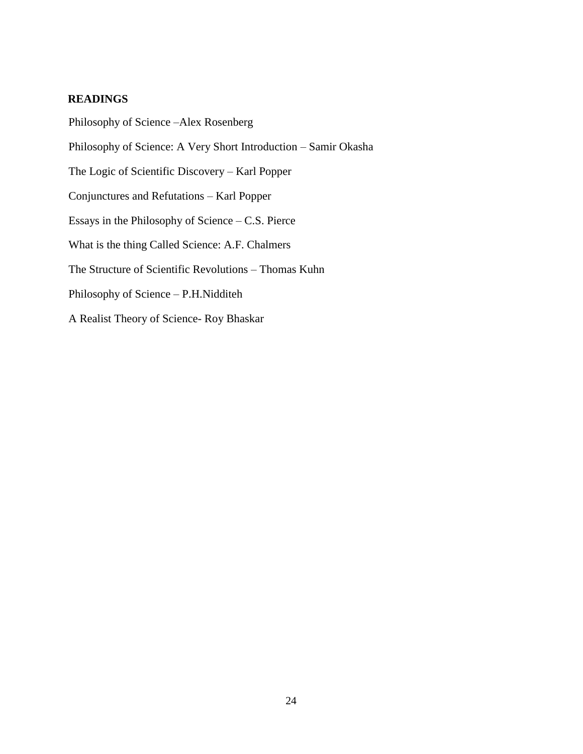**READINGS**

Philosophy of Science –Alex Rosenberg

Philosophy of Science: A Very Short Introduction – Samir Okasha

The Logic of Scientific Discovery – Karl Popper

Conjunctures and Refutations – Karl Popper

Essays in the Philosophy of Science – C.S. Pierce

What is the thing Called Science: A.F. Chalmers

The Structure of Scientific Revolutions – Thomas Kuhn

Philosophy of Science – P.H.Nidditeh

A Realist Theory of Science- Roy Bhaskar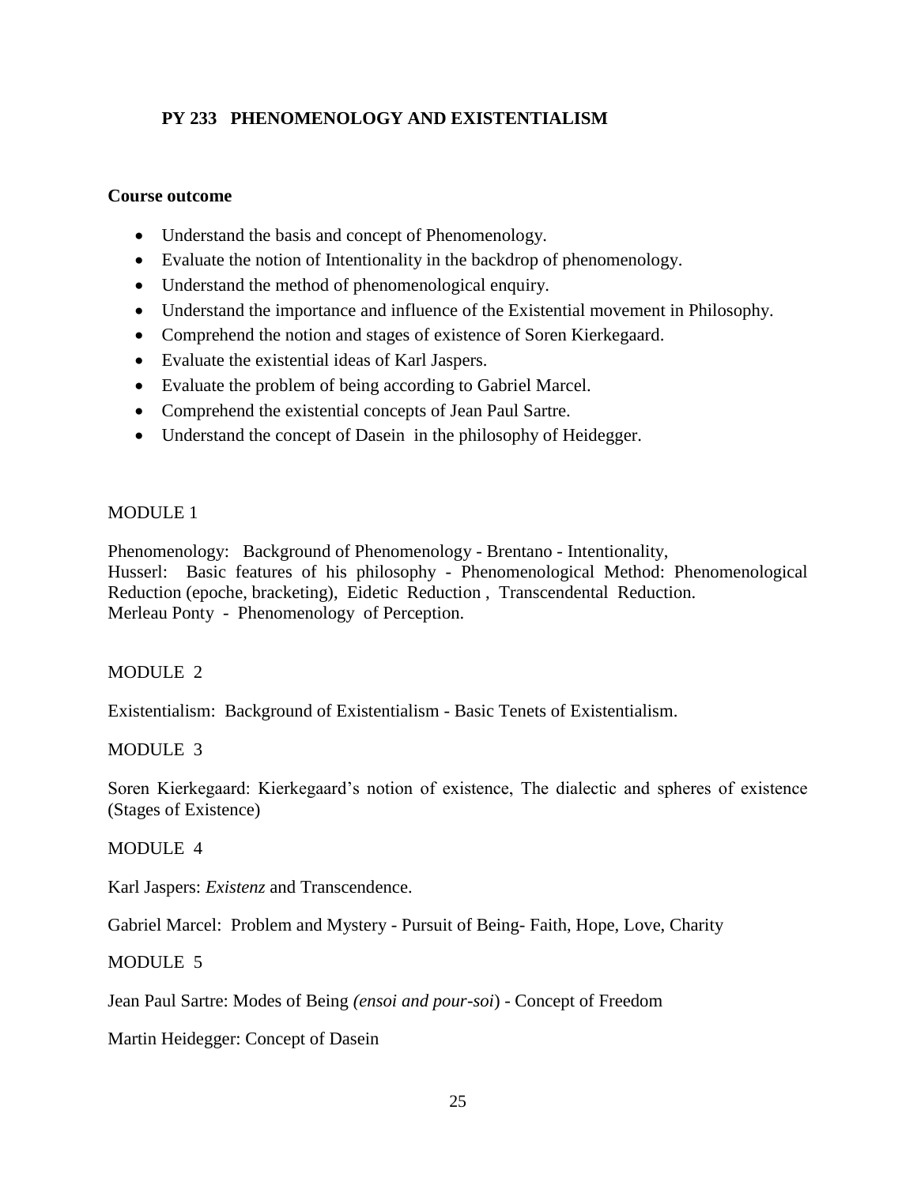## PY 233 PHENOMENOLOGY AND EXISTENTIALISM

**Course outcome**

- Understand the basis and concept of Phenomenology.
- Evaluate the notion of Intentionality in the backdrop of phenomenology.
- Understand the method of phenomenological enquiry.
- Understand the importance and influence of the Existential movement in Philosophy.
- Comprehend the notion and stages of existence of Soren Kierkegaard.
- Evaluate the existential ideas of Karl Jaspers.
- Evaluate the problem of being according to Gabriel Marcel.
- Comprehend the existential concepts of Jean Paul Sartre.
- Understand the concept of Dasein in the philosophy of Heidegger.

MODULE 1

Phenomenology: Background of Phenomenology - Brentano - Intentionality,
Husserl: Basic features of his philosophy - Phenomenological Method: Phenomenological Reduction (epoche, bracketing), Eidetic Reduction , Transcendental Reduction.
Merleau Ponty - Phenomenology of Perception.

MODULE 2

Existentialism: Background of Existentialism - Basic Tenets of Existentialism.

MODULE 3

Soren Kierkegaard: Kierkegaard's notion of existence, The dialectic and spheres of existence (Stages of Existence)

MODULE 4

Karl Jaspers: *Existenz* and Transcendence.

Gabriel Marcel: Problem and Mystery - Pursuit of Being- Faith, Hope, Love, Charity

MODULE 5

Jean Paul Sartre: Modes of Being *(ensoi and pour-soi*) - Concept of Freedom

Martin Heidegger: Concept of Dasein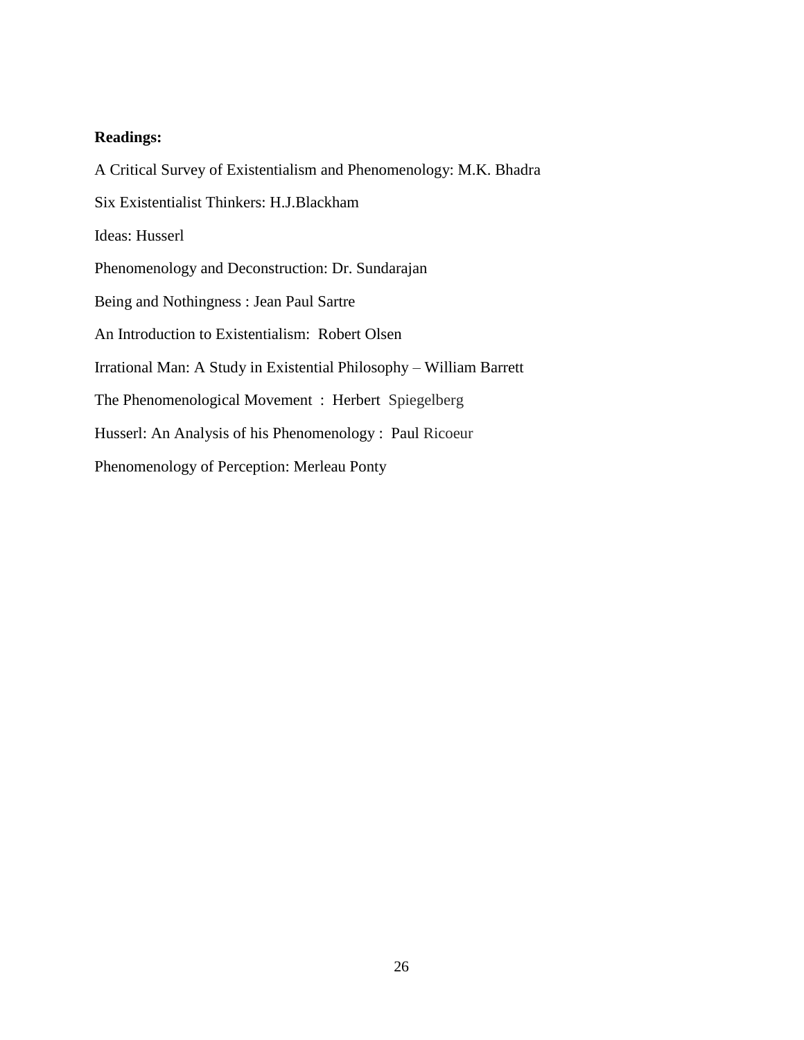**Readings:**

A Critical Survey of Existentialism and Phenomenology: M.K. Bhadra

Six Existentialist Thinkers: H.J.Blackham

Ideas: Husserl

Phenomenology and Deconstruction: Dr. Sundarajan

Being and Nothingness : Jean Paul Sartre

An Introduction to Existentialism: Robert Olsen

Irrational Man: A Study in Existential Philosophy – William Barrett

The Phenomenological Movement : Herbert Spiegelberg

Husserl: An Analysis of his Phenomenology : Paul Ricoeur

Phenomenology of Perception: Merleau Ponty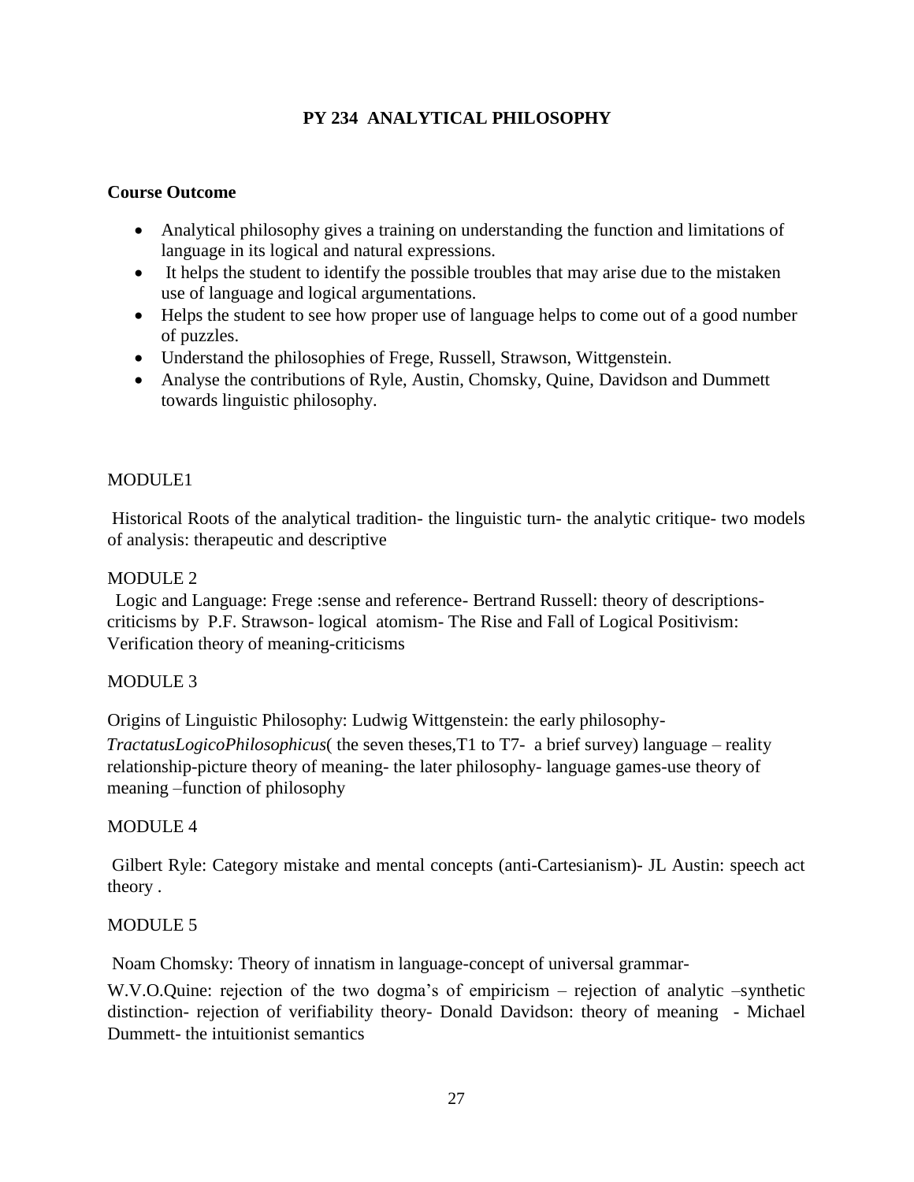# PY 234 ANALYTICAL PHILOSOPHY

**Course Outcome**

- Analytical philosophy gives a training on understanding the function and limitations of language in its logical and natural expressions.
- It helps the student to identify the possible troubles that may arise due to the mistaken use of language and logical argumentations.
- Helps the student to see how proper use of language helps to come out of a good number of puzzles.
- Understand the philosophies of Frege, Russell, Strawson, Wittgenstein.
- Analyse the contributions of Ryle, Austin, Chomsky, Quine, Davidson and Dummett towards linguistic philosophy.

MODULE1

Historical Roots of the analytical tradition- the linguistic turn- the analytic critique- two models of analysis: therapeutic and descriptive

MODULE 2

Logic and Language: Frege :sense and reference- Bertrand Russell: theory of descriptions- criticisms by P.F. Strawson- logical atomism- The Rise and Fall of Logical Positivism: Verification theory of meaning-criticisms

MODULE 3

Origins of Linguistic Philosophy: Ludwig Wittgenstein: the early philosophy- *TractatusLogicoPhilosophicus*( the seven theses,T1 to T7- a brief survey) language – reality relationship-picture theory of meaning- the later philosophy- language games-use theory of meaning –function of philosophy

MODULE 4

Gilbert Ryle: Category mistake and mental concepts (anti-Cartesianism)- JL Austin: speech act theory .

MODULE 5

Noam Chomsky: Theory of innatism in language-concept of universal grammar-

W.V.O.Quine: rejection of the two dogma's of empiricism – rejection of analytic –synthetic distinction- rejection of verifiability theory- Donald Davidson: theory of meaning - Michael Dummett- the intuitionist semantics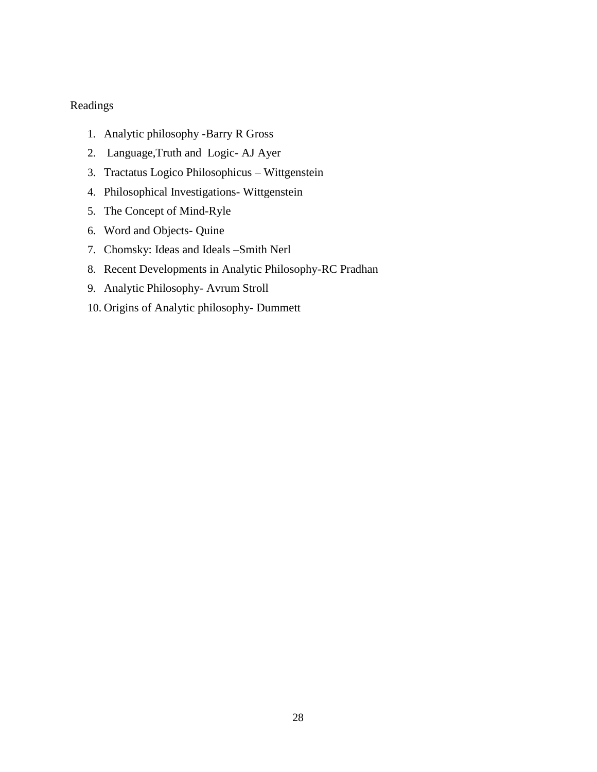Readings

1. Analytic philosophy -Barry R Gross
2. Language,Truth and Logic- AJ Ayer
3. Tractatus Logico Philosophicus – Wittgenstein
4. Philosophical Investigations- Wittgenstein
5. The Concept of Mind-Ryle
6. Word and Objects- Quine
7. Chomsky: Ideas and Ideals –Smith Nerl
8. Recent Developments in Analytic Philosophy-RC Pradhan
9. Analytic Philosophy- Avrum Stroll
10. Origins of Analytic philosophy- Dummett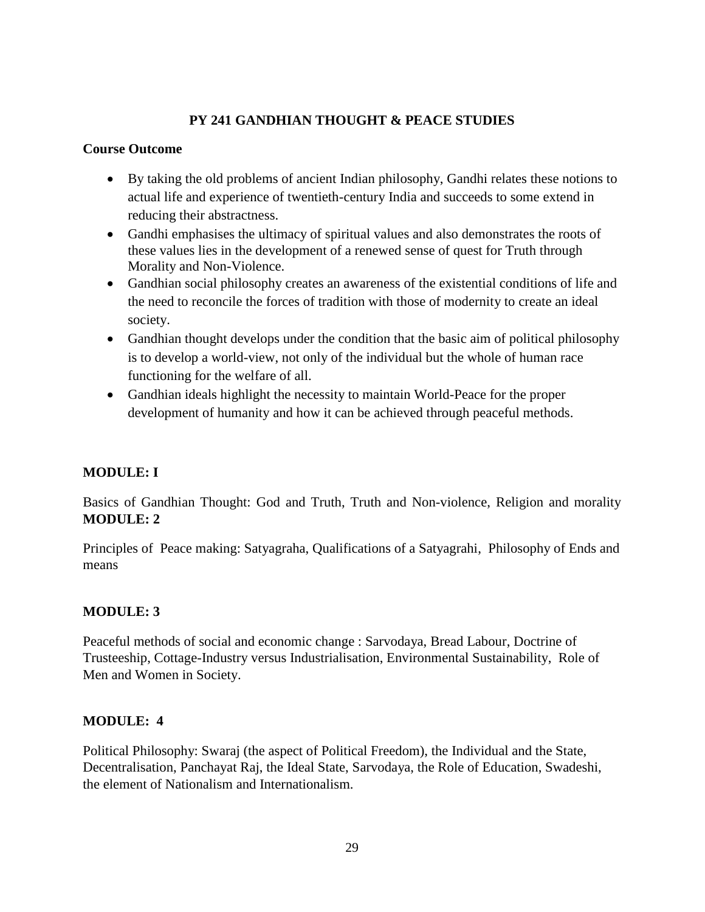# PY 241 GANDHIAN THOUGHT & PEACE STUDIES

**Course Outcome**

- By taking the old problems of ancient Indian philosophy, Gandhi relates these notions to actual life and experience of twentieth-century India and succeeds to some extend in reducing their abstractness.
- Gandhi emphasises the ultimacy of spiritual values and also demonstrates the roots of these values lies in the development of a renewed sense of quest for Truth through Morality and Non-Violence.
- Gandhian social philosophy creates an awareness of the existential conditions of life and the need to reconcile the forces of tradition with those of modernity to create an ideal society.
- Gandhian thought develops under the condition that the basic aim of political philosophy is to develop a world-view, not only of the individual but the whole of human race functioning for the welfare of all.
- Gandhian ideals highlight the necessity to maintain World-Peace for the proper development of humanity and how it can be achieved through peaceful methods.

**MODULE: I**

Basics of Gandhian Thought: God and Truth, Truth and Non-violence, Religion and morality

**MODULE: 2**

Principles of Peace making: Satyagraha, Qualifications of a Satyagrahi, Philosophy of Ends and means

**MODULE: 3**

Peaceful methods of social and economic change : Sarvodaya, Bread Labour, Doctrine of Trusteeship, Cottage-Industry versus Industrialisation, Environmental Sustainability, Role of Men and Women in Society.

**MODULE: 4**

Political Philosophy: Swaraj (the aspect of Political Freedom), the Individual and the State, Decentralisation, Panchayat Raj, the Ideal State, Sarvodaya, the Role of Education, Swadeshi, the element of Nationalism and Internationalism.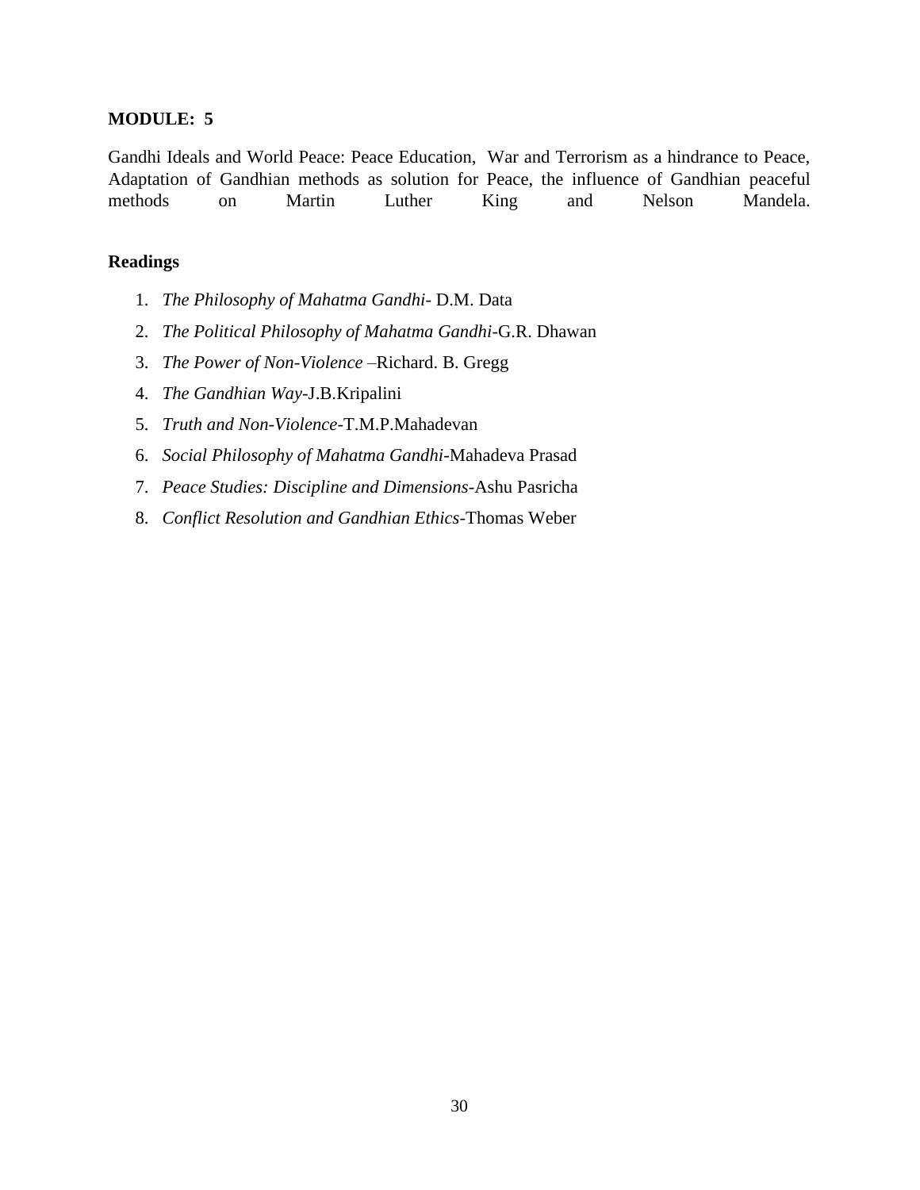**MODULE: 5**

Gandhi Ideals and World Peace: Peace Education, War and Terrorism as a hindrance to Peace, Adaptation of Gandhian methods as solution for Peace, the influence of Gandhian peaceful methods on Martin Luther King and Nelson Mandela.

**Readings**

1. *The Philosophy of Mahatma Gandhi*- D.M. Data
2. *The Political Philosophy of Mahatma Gandhi*-G.R. Dhawan
3. *The Power of Non-Violence* –Richard. B. Gregg
4. *The Gandhian Way*-J.B.Kripalini
5. *Truth and Non-Violence*-T.M.P.Mahadevan
6. *Social Philosophy of Mahatma Gandhi*-Mahadeva Prasad
7. *Peace Studies: Discipline and Dimensions*-Ashu Pasricha
8. *Conflict Resolution and Gandhian Ethics*-Thomas Weber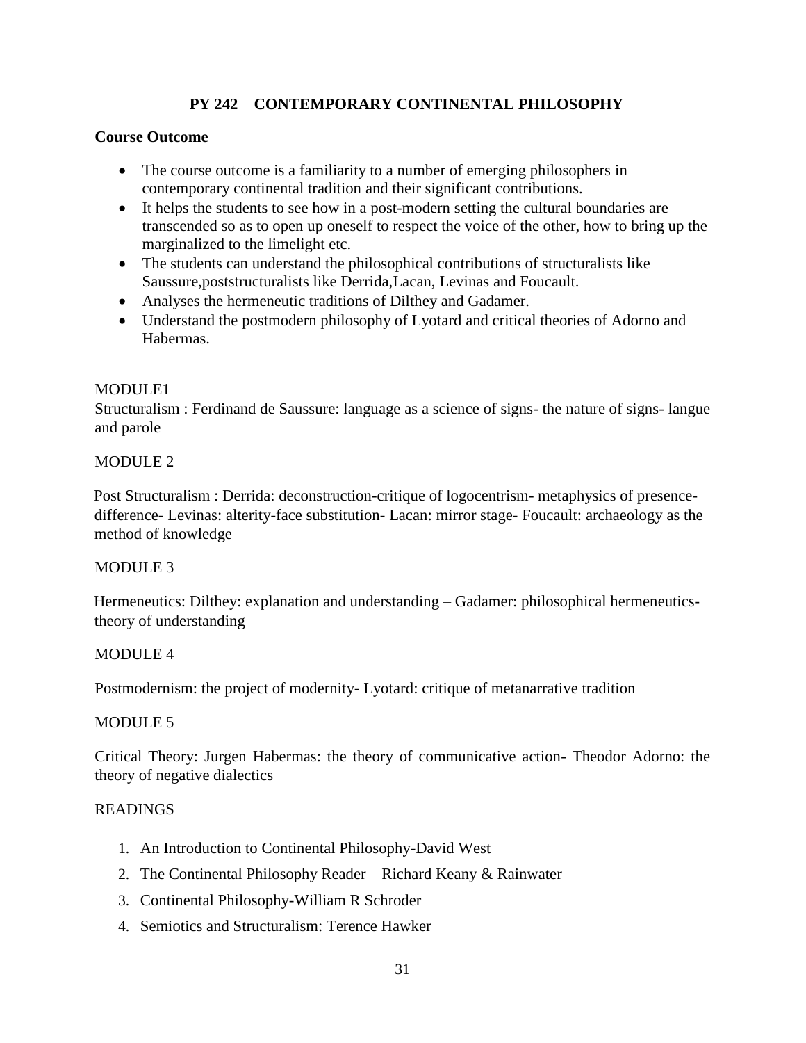## PY 242 CONTEMPORARY CONTINENTAL PHILOSOPHY

**Course Outcome**

- The course outcome is a familiarity to a number of emerging philosophers in contemporary continental tradition and their significant contributions.
- It helps the students to see how in a post-modern setting the cultural boundaries are transcended so as to open up oneself to respect the voice of the other, how to bring up the marginalized to the limelight etc.
- The students can understand the philosophical contributions of structuralists like Saussure,poststructuralists like Derrida,Lacan, Levinas and Foucault.
- Analyses the hermeneutic traditions of Dilthey and Gadamer.
- Understand the postmodern philosophy of Lyotard and critical theories of Adorno and Habermas.

MODULE1

Structuralism : Ferdinand de Saussure: language as a science of signs- the nature of signs- langue and parole

MODULE 2

Post Structuralism : Derrida: deconstruction-critique of logocentrism- metaphysics of presence-difference- Levinas: alterity-face substitution- Lacan: mirror stage- Foucault: archaeology as the method of knowledge

MODULE 3

Hermeneutics: Dilthey: explanation and understanding – Gadamer: philosophical hermeneutics-theory of understanding

MODULE 4

Postmodernism: the project of modernity- Lyotard: critique of metanarrative tradition

MODULE 5

Critical Theory: Jurgen Habermas: the theory of communicative action- Theodor Adorno: the theory of negative dialectics

READINGS

1. An Introduction to Continental Philosophy-David West
2. The Continental Philosophy Reader – Richard Keany & Rainwater
3. Continental Philosophy-William R Schroder
4. Semiotics and Structuralism: Terence Hawker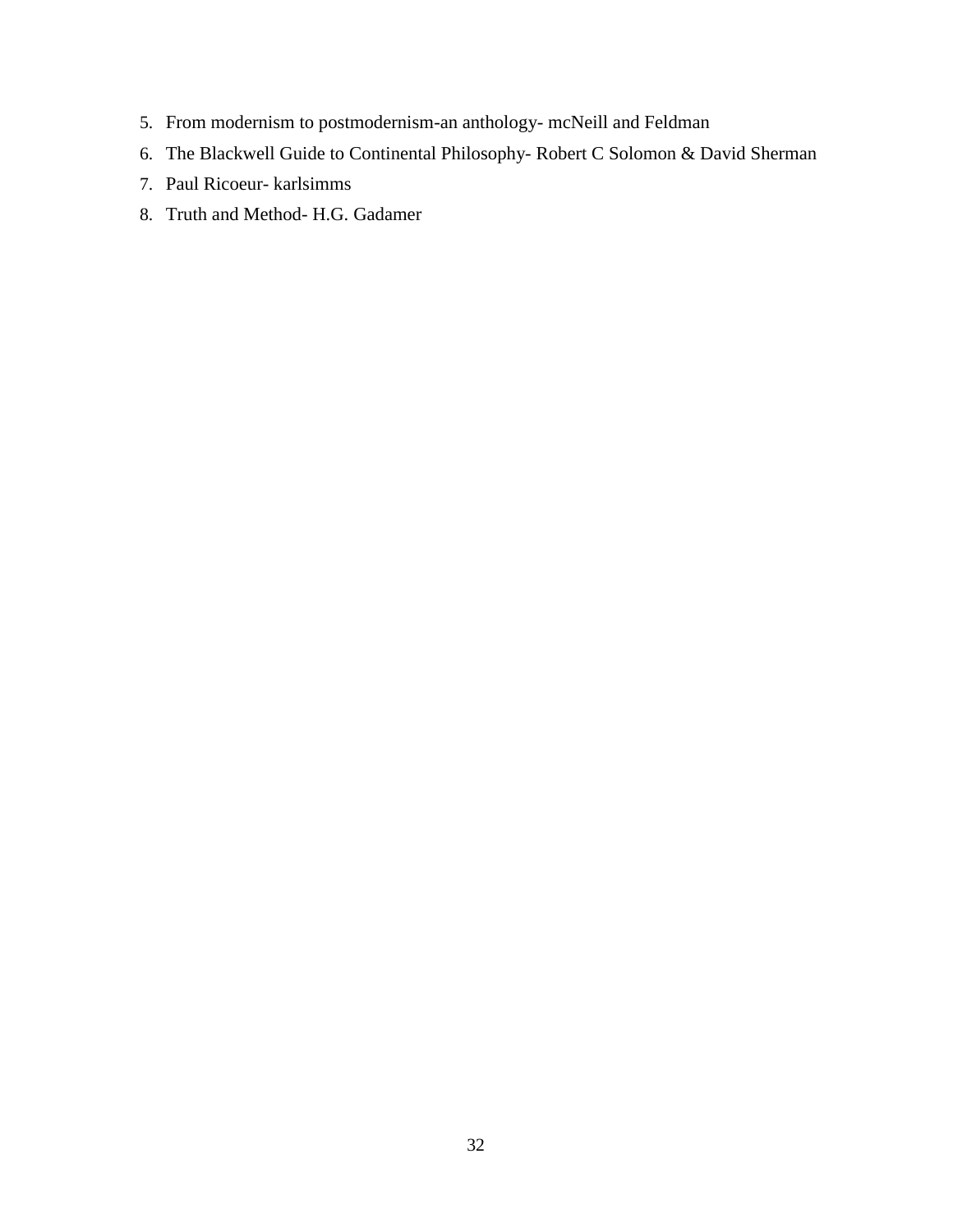5. From modernism to postmodernism-an anthology- mcNeill and Feldman
6. The Blackwell Guide to Continental Philosophy- Robert C Solomon & David Sherman
7. Paul Ricoeur- karlsimms
8. Truth and Method- H.G. Gadamer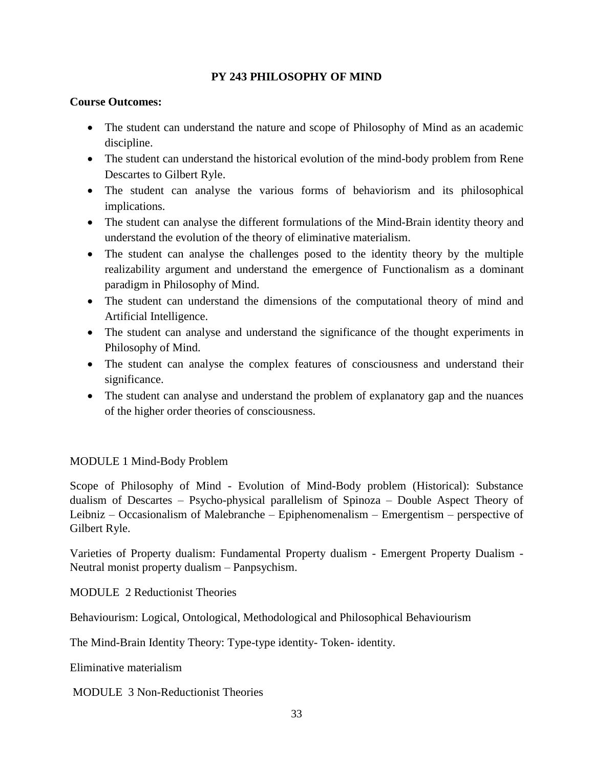## PY 243 PHILOSOPHY OF MIND

**Course Outcomes:**

- The student can understand the nature and scope of Philosophy of Mind as an academic discipline.
- The student can understand the historical evolution of the mind-body problem from Rene Descartes to Gilbert Ryle.
- The student can analyse the various forms of behaviorism and its philosophical implications.
- The student can analyse the different formulations of the Mind-Brain identity theory and understand the evolution of the theory of eliminative materialism.
- The student can analyse the challenges posed to the identity theory by the multiple realizability argument and understand the emergence of Functionalism as a dominant paradigm in Philosophy of Mind.
- The student can understand the dimensions of the computational theory of mind and Artificial Intelligence.
- The student can analyse and understand the significance of the thought experiments in Philosophy of Mind.
- The student can analyse the complex features of consciousness and understand their significance.
- The student can analyse and understand the problem of explanatory gap and the nuances of the higher order theories of consciousness.

MODULE 1 Mind-Body Problem

Scope of Philosophy of Mind - Evolution of Mind-Body problem (Historical): Substance dualism of Descartes – Psycho-physical parallelism of Spinoza – Double Aspect Theory of Leibniz – Occasionalism of Malebranche – Epiphenomenalism – Emergentism – perspective of Gilbert Ryle.

Varieties of Property dualism: Fundamental Property dualism - Emergent Property Dualism - Neutral monist property dualism – Panpsychism.

MODULE 2 Reductionist Theories

Behaviourism: Logical, Ontological, Methodological and Philosophical Behaviourism

The Mind-Brain Identity Theory: Type-type identity- Token- identity.

Eliminative materialism

MODULE 3 Non-Reductionist Theories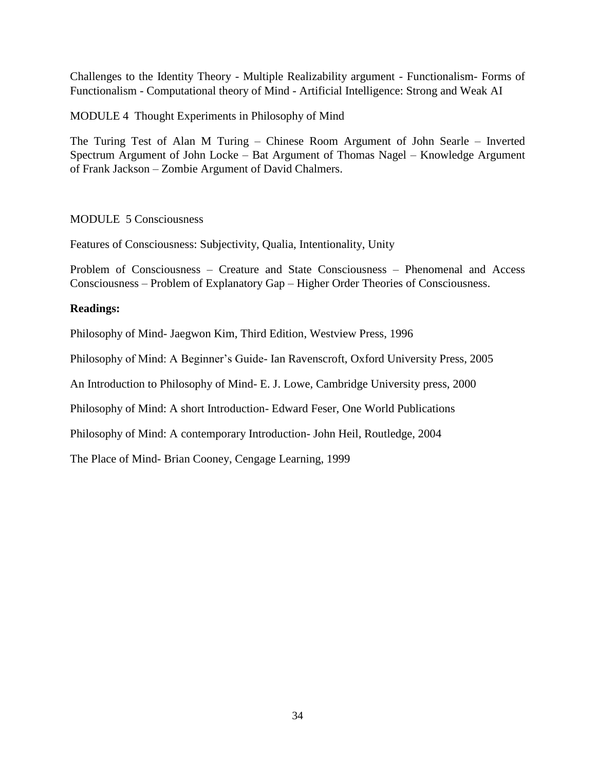Challenges to the Identity Theory - Multiple Realizability argument - Functionalism- Forms of Functionalism - Computational theory of Mind - Artificial Intelligence: Strong and Weak AI

MODULE 4 Thought Experiments in Philosophy of Mind

The Turing Test of Alan M Turing – Chinese Room Argument of John Searle – Inverted Spectrum Argument of John Locke – Bat Argument of Thomas Nagel – Knowledge Argument of Frank Jackson – Zombie Argument of David Chalmers.

MODULE 5 Consciousness

Features of Consciousness: Subjectivity, Qualia, Intentionality, Unity

Problem of Consciousness – Creature and State Consciousness – Phenomenal and Access Consciousness – Problem of Explanatory Gap – Higher Order Theories of Consciousness.

**Readings:**

Philosophy of Mind- Jaegwon Kim, Third Edition, Westview Press, 1996

Philosophy of Mind: A Beginner's Guide- Ian Ravenscroft, Oxford University Press, 2005

An Introduction to Philosophy of Mind- E. J. Lowe, Cambridge University press, 2000

Philosophy of Mind: A short Introduction- Edward Feser, One World Publications

Philosophy of Mind: A contemporary Introduction- John Heil, Routledge, 2004

The Place of Mind- Brian Cooney, Cengage Learning, 1999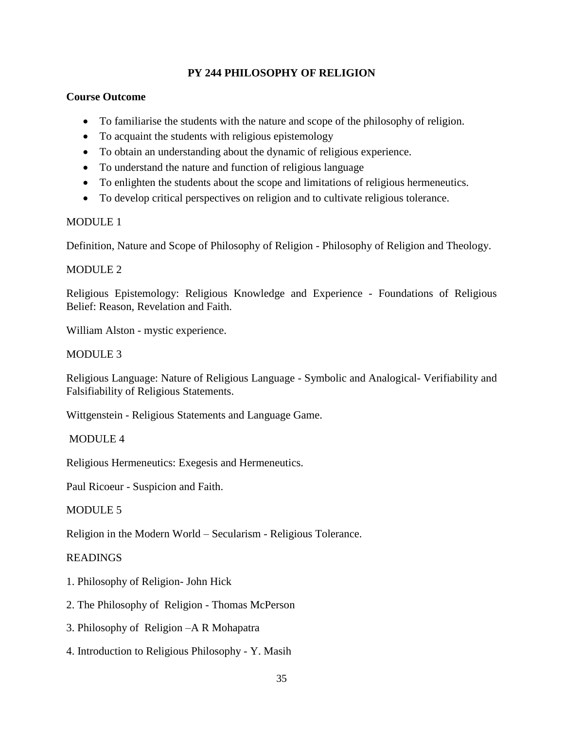## PY 244 PHILOSOPHY OF RELIGION

**Course Outcome**

- To familiarise the students with the nature and scope of the philosophy of religion.
- To acquaint the students with religious epistemology
- To obtain an understanding about the dynamic of religious experience.
- To understand the nature and function of religious language
- To enlighten the students about the scope and limitations of religious hermeneutics.
- To develop critical perspectives on religion and to cultivate religious tolerance.

MODULE 1

Definition, Nature and Scope of Philosophy of Religion - Philosophy of Religion and Theology.

MODULE 2

Religious Epistemology: Religious Knowledge and Experience - Foundations of Religious Belief: Reason, Revelation and Faith.

William Alston - mystic experience.

MODULE 3

Religious Language: Nature of Religious Language - Symbolic and Analogical- Verifiability and Falsifiability of Religious Statements.

Wittgenstein - Religious Statements and Language Game.

MODULE 4

Religious Hermeneutics: Exegesis and Hermeneutics.

Paul Ricoeur - Suspicion and Faith.

MODULE 5

Religion in the Modern World – Secularism - Religious Tolerance.

READINGS

1. Philosophy of Religion- John Hick
2. The Philosophy of Religion - Thomas McPerson
3. Philosophy of Religion –A R Mohapatra
4. Introduction to Religious Philosophy - Y. Masih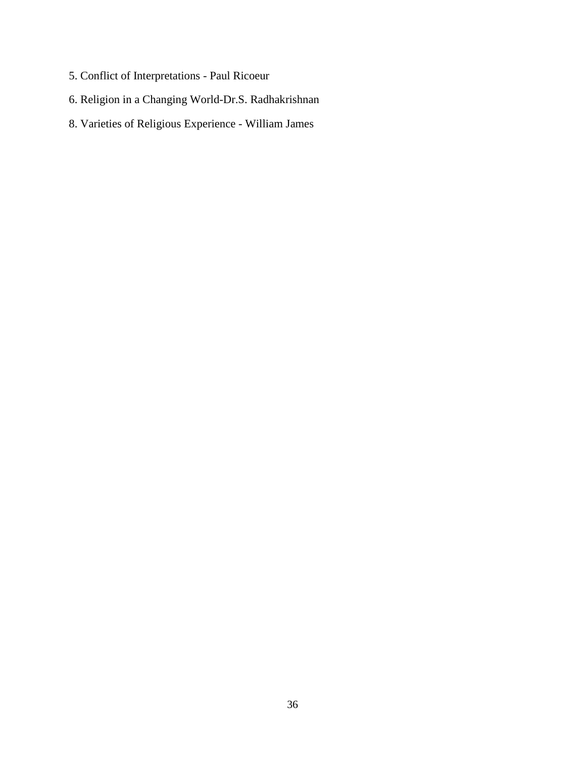5. Conflict of Interpretations - Paul Ricoeur

6. Religion in a Changing World-Dr.S. Radhakrishnan

8. Varieties of Religious Experience - William James